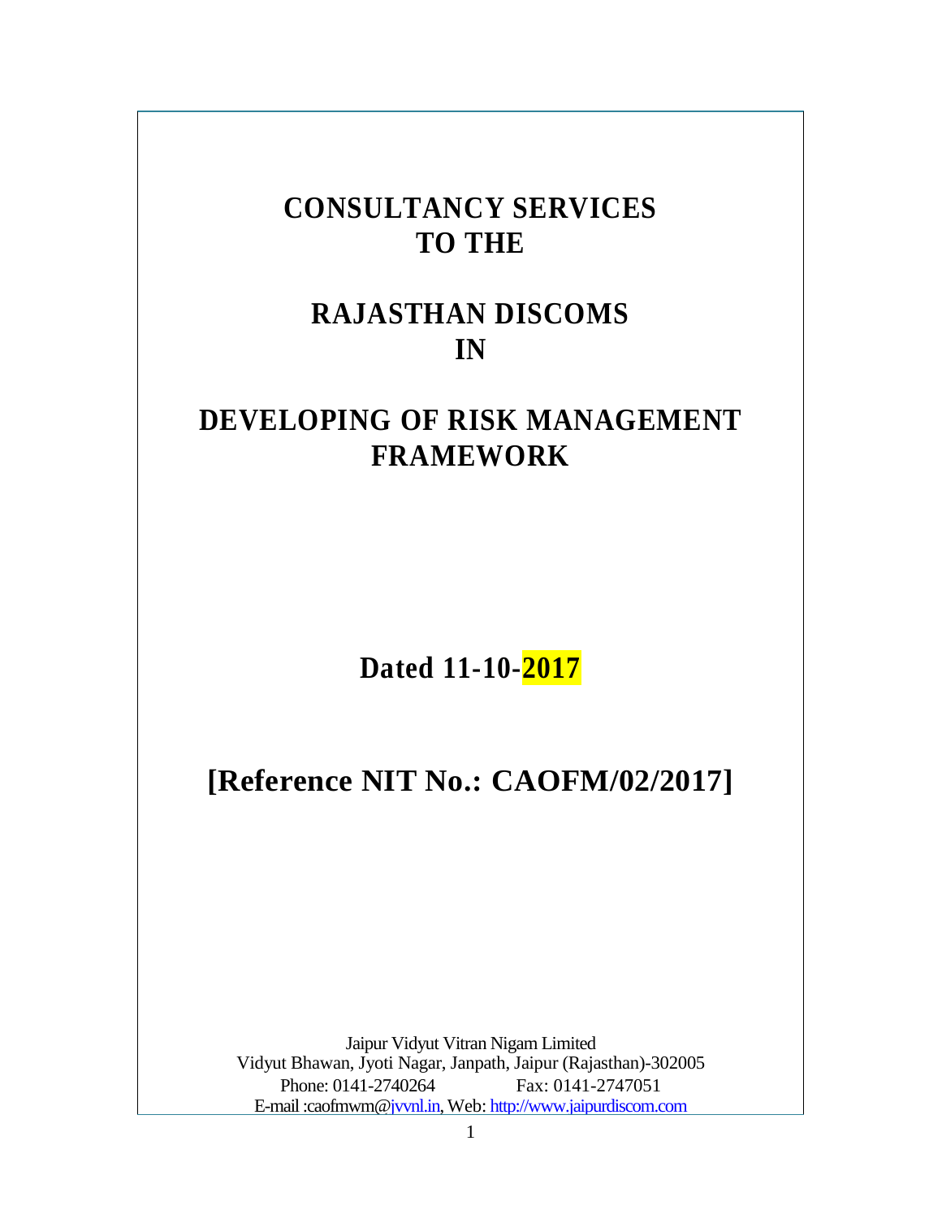# CONSULTANCY SERVICES TO THE

# RAJASTHAN DISCOMS IN

# DEVELOPING OF RISK MANAGEMENT FRAMEWORK

**Dated 11-10-2017**

**[Reference NIT No.: CAOFM/02/2017]**

Jaipur Vidyut Vitran Nigam Limited
Vidyut Bhawan, Jyoti Nagar, Janpath, Jaipur (Rajasthan)-302005
Phone: 0141-2740264 Fax: 0141-2747051
E-mail :caofmwm@jvvnl.in, Web: http://www.jaipurdiscom.com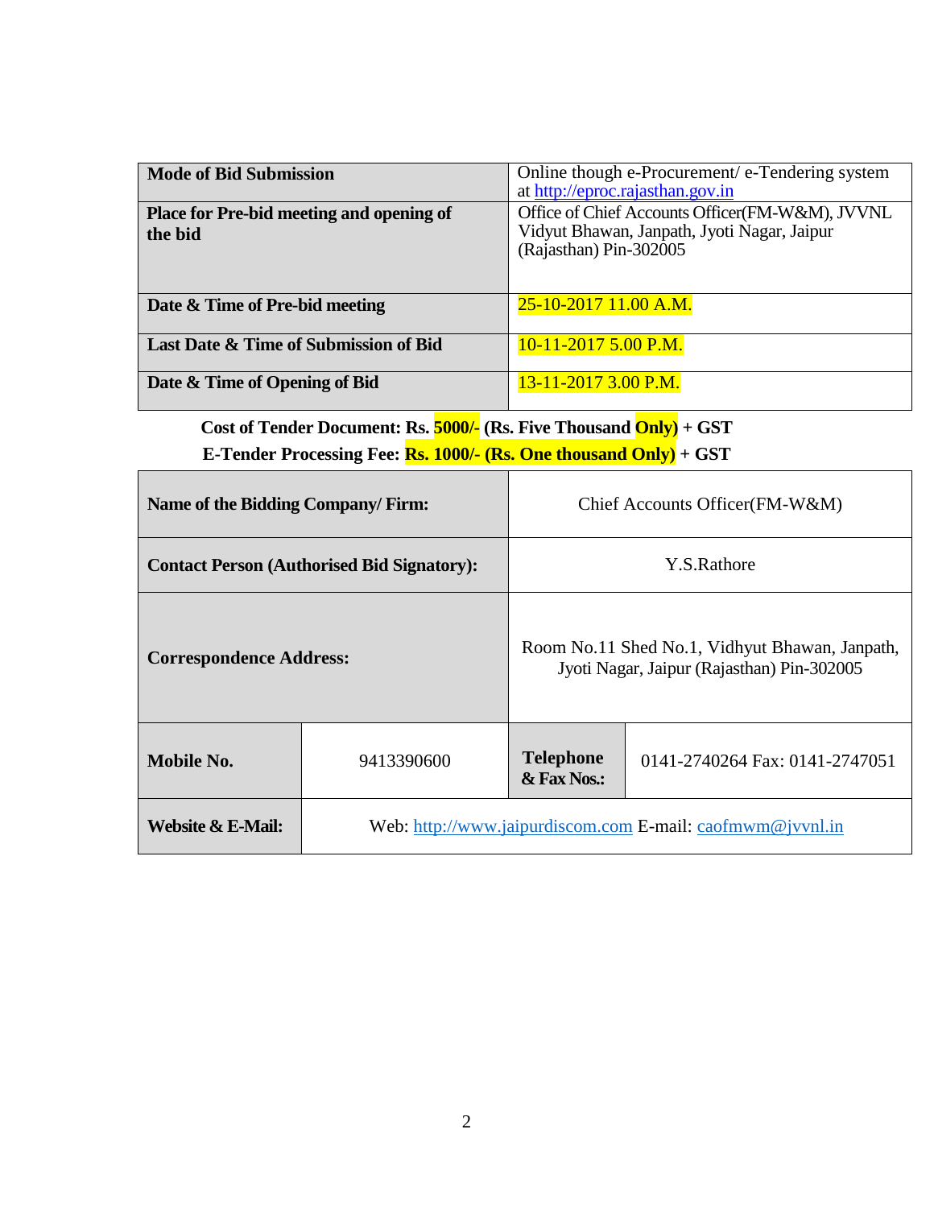| Mode of Bid Submission | Online though e-Procurement/ e-Tendering system at http://eproc.rajasthan.gov.in |
|---|---|
| **Place for Pre-bid meeting and opening of the bid** | Office of Chief Accounts Officer(FM-W&M), JVVNL Vidyut Bhawan, Janpath, Jyoti Nagar, Jaipur (Rajasthan) Pin-302005 |
| **Date & Time of Pre-bid meeting** | 25-10-2017 11.00 A.M. |
| **Last Date & Time of Submission of Bid** | 10-11-2017 5.00 P.M. |
| **Date & Time of Opening of Bid** | 13-11-2017 3.00 P.M. |

**Cost of Tender Document: Rs. 5000/- (Rs. Five Thousand Only) + GST**

**E-Tender Processing Fee: Rs. 1000/- (Rs. One thousand Only) + GST**

| **Name of the Bidding Company/ Firm:** | | Chief Accounts Officer(FM-W&M) | |
|---|---|---|---|
| **Contact Person (Authorised Bid Signatory):** | | Y.S.Rathore | |
| **Correspondence Address:** | | Room No.11 Shed No.1, Vidhyut Bhawan, Janpath, Jyoti Nagar, Jaipur (Rajasthan) Pin-302005 | |
| **Mobile No.** | 9413390600 | **Telephone & Fax Nos.:** | 0141-2740264 Fax: 0141-2747051 |
| **Website & E-Mail:** | Web: http://www.jaipurdiscom.com E-mail: caofmwm@jvvnl.in | | |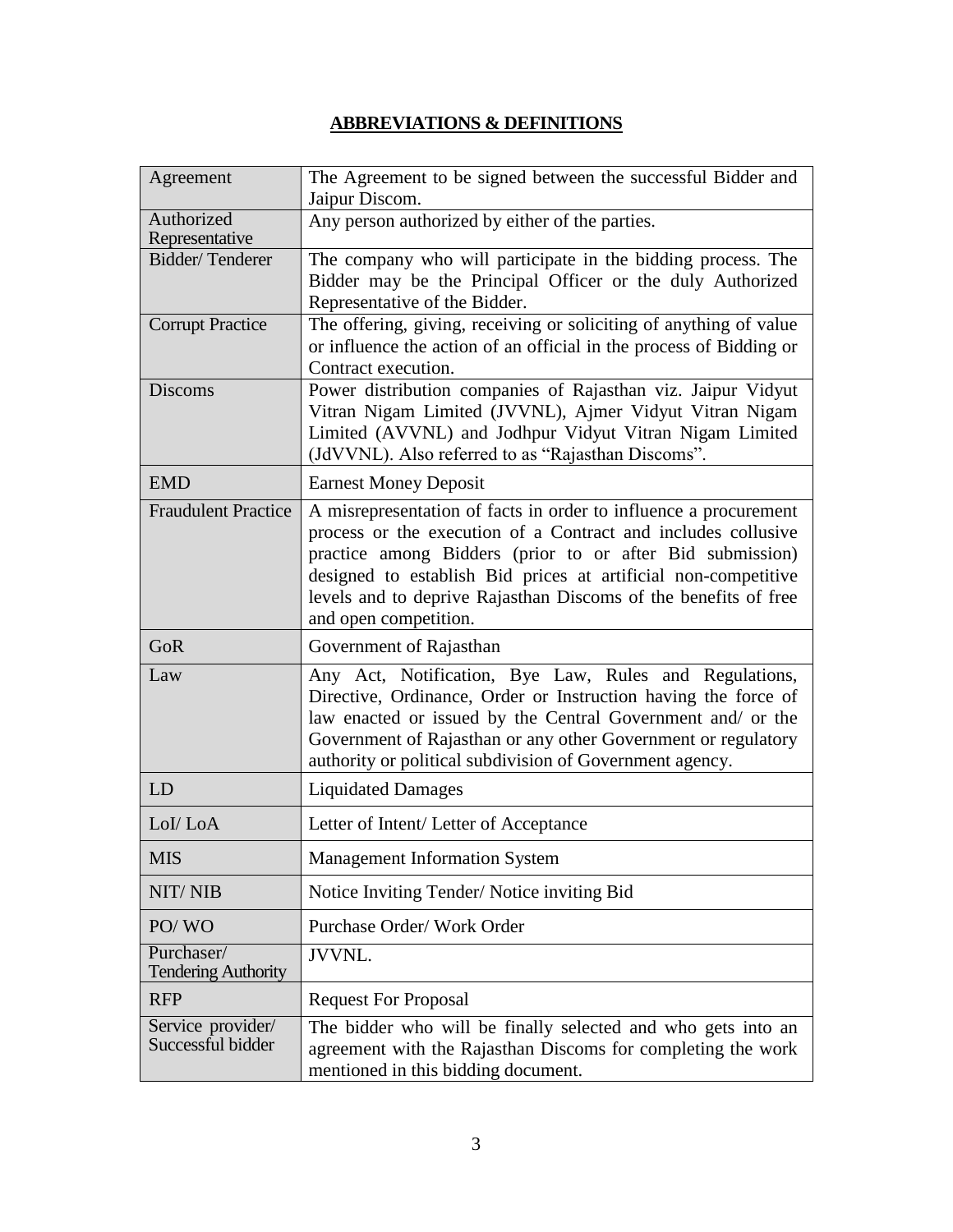## **ABBREVIATIONS & DEFINITIONS**

| Term | Definition |
|---|---|
| Agreement | The Agreement to be signed between the successful Bidder and Jaipur Discom. |
| Authorized Representative | Any person authorized by either of the parties. |
| Bidder/ Tenderer | The company who will participate in the bidding process. The Bidder may be the Principal Officer or the duly Authorized Representative of the Bidder. |
| Corrupt Practice | The offering, giving, receiving or soliciting of anything of value or influence the action of an official in the process of Bidding or Contract execution. |
| Discoms | Power distribution companies of Rajasthan viz. Jaipur Vidyut Vitran Nigam Limited (JVVNL), Ajmer Vidyut Vitran Nigam Limited (AVVNL) and Jodhpur Vidyut Vitran Nigam Limited (JdVVNL). Also referred to as "Rajasthan Discoms". |
| EMD | Earnest Money Deposit |
| Fraudulent Practice | A misrepresentation of facts in order to influence a procurement process or the execution of a Contract and includes collusive practice among Bidders (prior to or after Bid submission) designed to establish Bid prices at artificial non-competitive levels and to deprive Rajasthan Discoms of the benefits of free and open competition. |
| GoR | Government of Rajasthan |
| Law | Any Act, Notification, Bye Law, Rules and Regulations, Directive, Ordinance, Order or Instruction having the force of law enacted or issued by the Central Government and/ or the Government of Rajasthan or any other Government or regulatory authority or political subdivision of Government agency. |
| LD | Liquidated Damages |
| LoI/ LoA | Letter of Intent/ Letter of Acceptance |
| MIS | Management Information System |
| NIT/ NIB | Notice Inviting Tender/ Notice inviting Bid |
| PO/ WO | Purchase Order/ Work Order |
| Purchaser/ Tendering Authority | JVVNL. |
| RFP | Request For Proposal |
| Service provider/ Successful bidder | The bidder who will be finally selected and who gets into an agreement with the Rajasthan Discoms for completing the work mentioned in this bidding document. |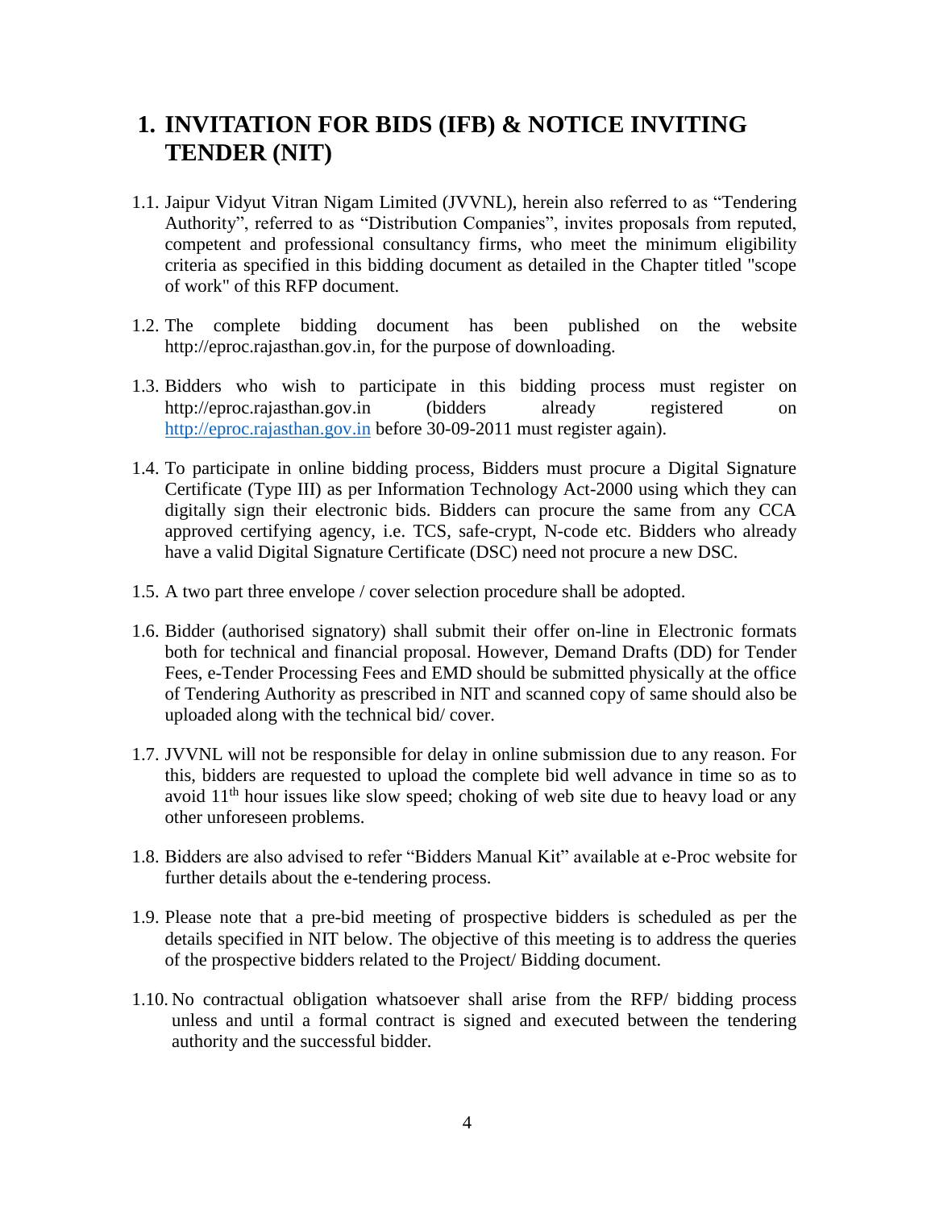# 1. INVITATION FOR BIDS (IFB) & NOTICE INVITING TENDER (NIT)

1.1. Jaipur Vidyut Vitran Nigam Limited (JVVNL), herein also referred to as "Tendering Authority", referred to as "Distribution Companies", invites proposals from reputed, competent and professional consultancy firms, who meet the minimum eligibility criteria as specified in this bidding document as detailed in the Chapter titled "scope of work" of this RFP document.

1.2. The complete bidding document has been published on the website http://eproc.rajasthan.gov.in, for the purpose of downloading.

1.3. Bidders who wish to participate in this bidding process must register on http://eproc.rajasthan.gov.in (bidders already registered on http://eproc.rajasthan.gov.in before 30-09-2011 must register again).

1.4. To participate in online bidding process, Bidders must procure a Digital Signature Certificate (Type III) as per Information Technology Act-2000 using which they can digitally sign their electronic bids. Bidders can procure the same from any CCA approved certifying agency, i.e. TCS, safe-crypt, N-code etc. Bidders who already have a valid Digital Signature Certificate (DSC) need not procure a new DSC.

1.5. A two part three envelope / cover selection procedure shall be adopted.

1.6. Bidder (authorised signatory) shall submit their offer on-line in Electronic formats both for technical and financial proposal. However, Demand Drafts (DD) for Tender Fees, e-Tender Processing Fees and EMD should be submitted physically at the office of Tendering Authority as prescribed in NIT and scanned copy of same should also be uploaded along with the technical bid/ cover.

1.7. JVVNL will not be responsible for delay in online submission due to any reason. For this, bidders are requested to upload the complete bid well advance in time so as to avoid 11th hour issues like slow speed; choking of web site due to heavy load or any other unforeseen problems.

1.8. Bidders are also advised to refer "Bidders Manual Kit" available at e-Proc website for further details about the e-tendering process.

1.9. Please note that a pre-bid meeting of prospective bidders is scheduled as per the details specified in NIT below. The objective of this meeting is to address the queries of the prospective bidders related to the Project/ Bidding document.

1.10. No contractual obligation whatsoever shall arise from the RFP/ bidding process unless and until a formal contract is signed and executed between the tendering authority and the successful bidder.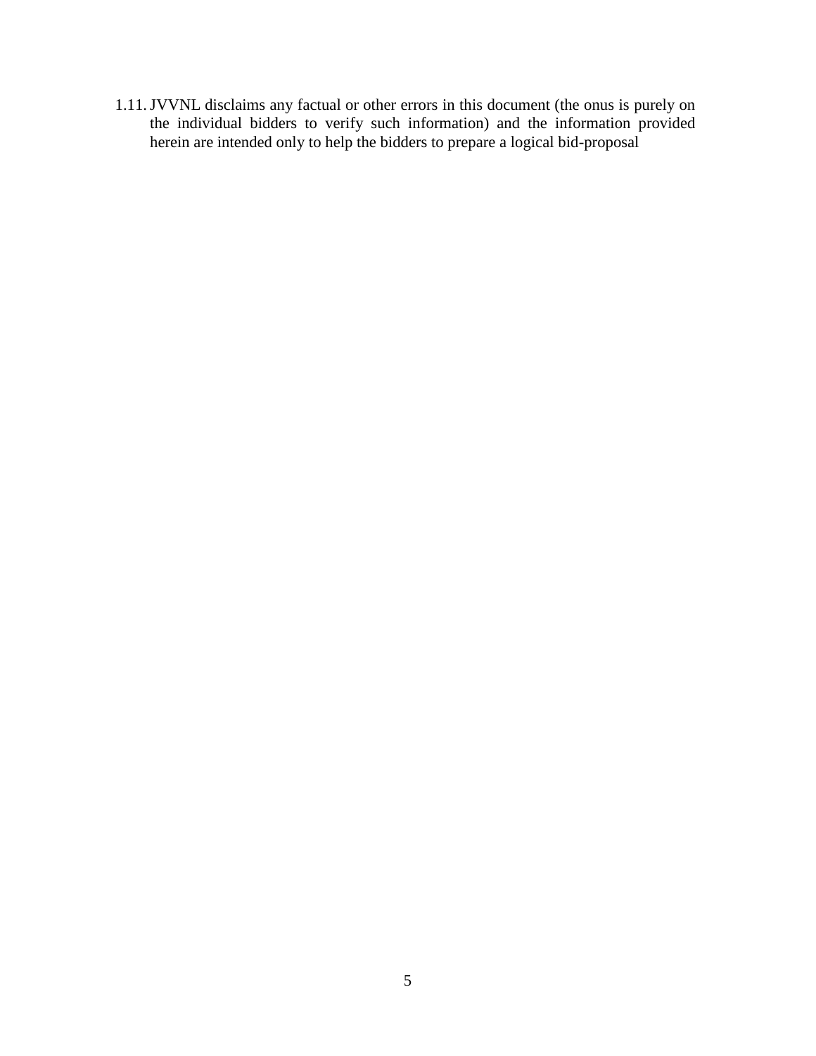1.11. JVVNL disclaims any factual or other errors in this document (the onus is purely on the individual bidders to verify such information) and the information provided herein are intended only to help the bidders to prepare a logical bid-proposal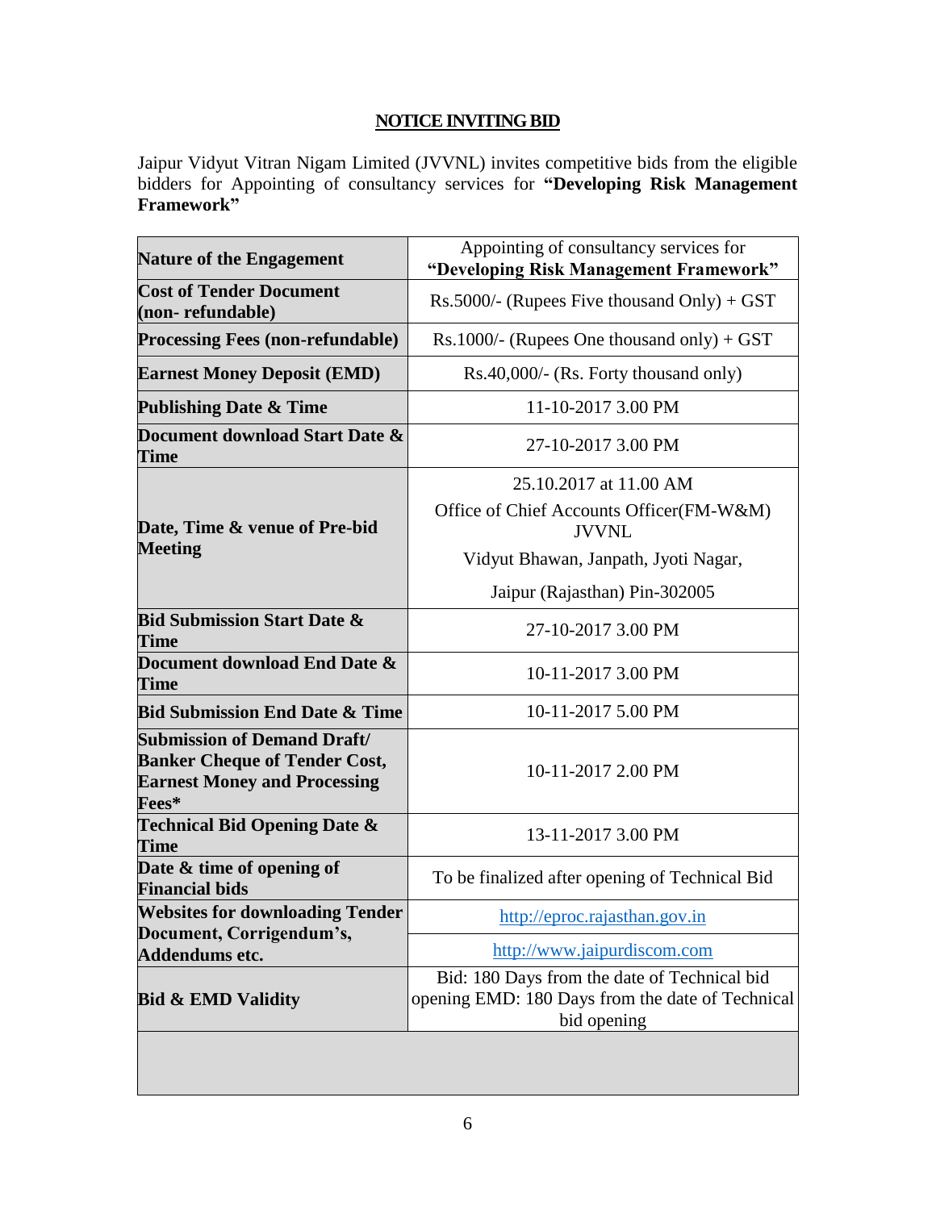## NOTICE INVITING BID

Jaipur Vidyut Vitran Nigam Limited (JVVNL) invites competitive bids from the eligible bidders for Appointing of consultancy services for **"Developing Risk Management Framework"**

| | |
|---|---|
| **Nature of the Engagement** | Appointing of consultancy services for **"Developing Risk Management Framework"** |
| **Cost of Tender Document (non- refundable)** | Rs.5000/- (Rupees Five thousand Only) + GST |
| **Processing Fees (non-refundable)** | Rs.1000/- (Rupees One thousand only) + GST |
| **Earnest Money Deposit (EMD)** | Rs.40,000/- (Rs. Forty thousand only) |
| **Publishing Date & Time** | 11-10-2017 3.00 PM |
| **Document download Start Date & Time** | 27-10-2017 3.00 PM |
| **Date, Time & venue of Pre-bid Meeting** | 25.10.2017 at 11.00 AM<br>Office of Chief Accounts Officer(FM-W&M) JVVNL<br>Vidyut Bhawan, Janpath, Jyoti Nagar,<br>Jaipur (Rajasthan) Pin-302005 |
| **Bid Submission Start Date & Time** | 27-10-2017 3.00 PM |
| **Document download End Date & Time** | 10-11-2017 3.00 PM |
| **Bid Submission End Date & Time** | 10-11-2017 5.00 PM |
| **Submission of Demand Draft/ Banker Cheque of Tender Cost, Earnest Money and Processing Fees*** | 10-11-2017 2.00 PM |
| **Technical Bid Opening Date & Time** | 13-11-2017 3.00 PM |
| **Date & time of opening of Financial bids** | To be finalized after opening of Technical Bid |
| **Websites for downloading Tender Document, Corrigendum's, Addendums etc.** | http://eproc.rajasthan.gov.in<br>http://www.jaipurdiscom.com |
| **Bid & EMD Validity** | Bid: 180 Days from the date of Technical bid opening EMD: 180 Days from the date of Technical bid opening |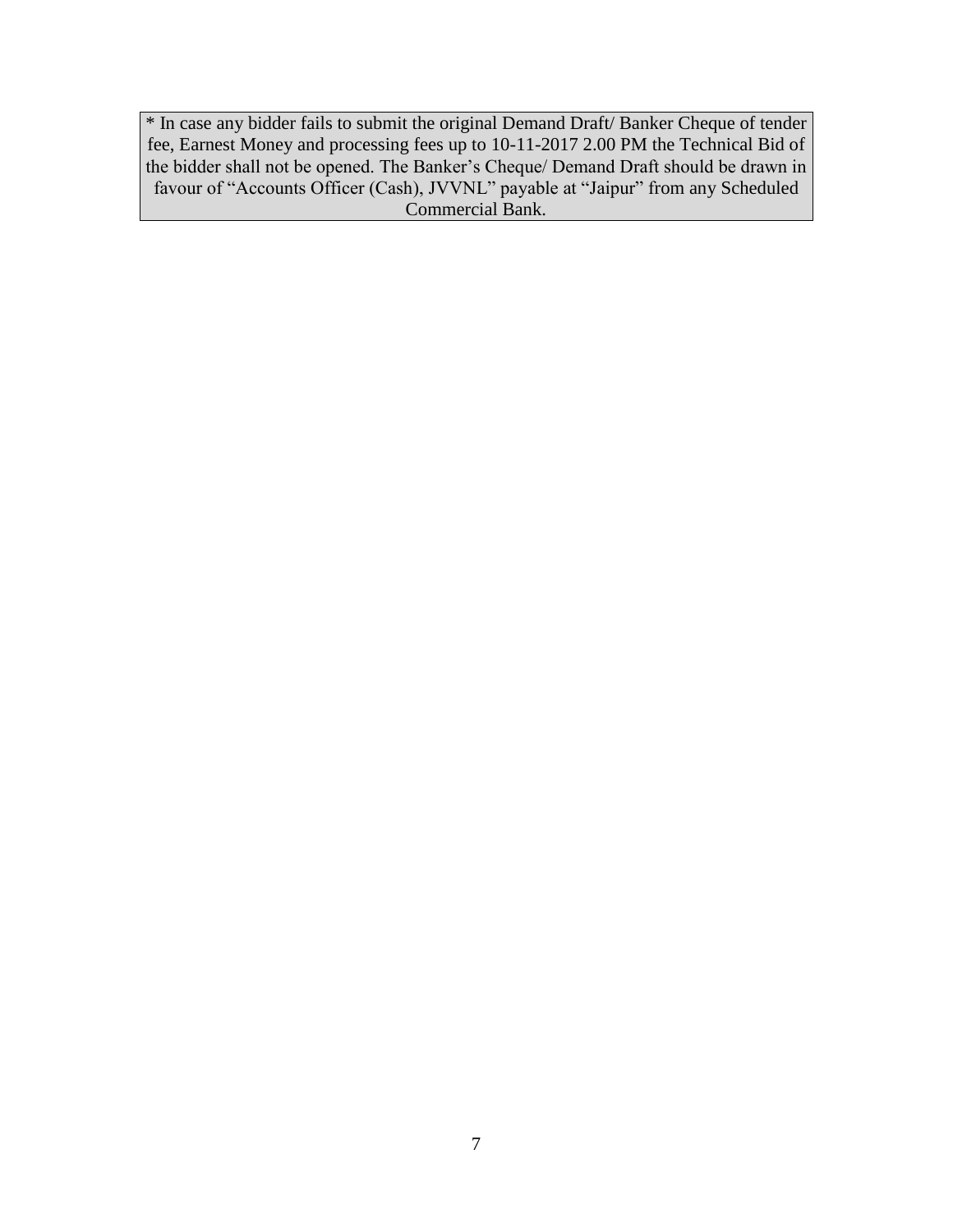* In case any bidder fails to submit the original Demand Draft/ Banker Cheque of tender fee, Earnest Money and processing fees up to 10-11-2017 2.00 PM the Technical Bid of the bidder shall not be opened. The Banker's Cheque/ Demand Draft should be drawn in favour of "Accounts Officer (Cash), JVVNL" payable at "Jaipur" from any Scheduled Commercial Bank.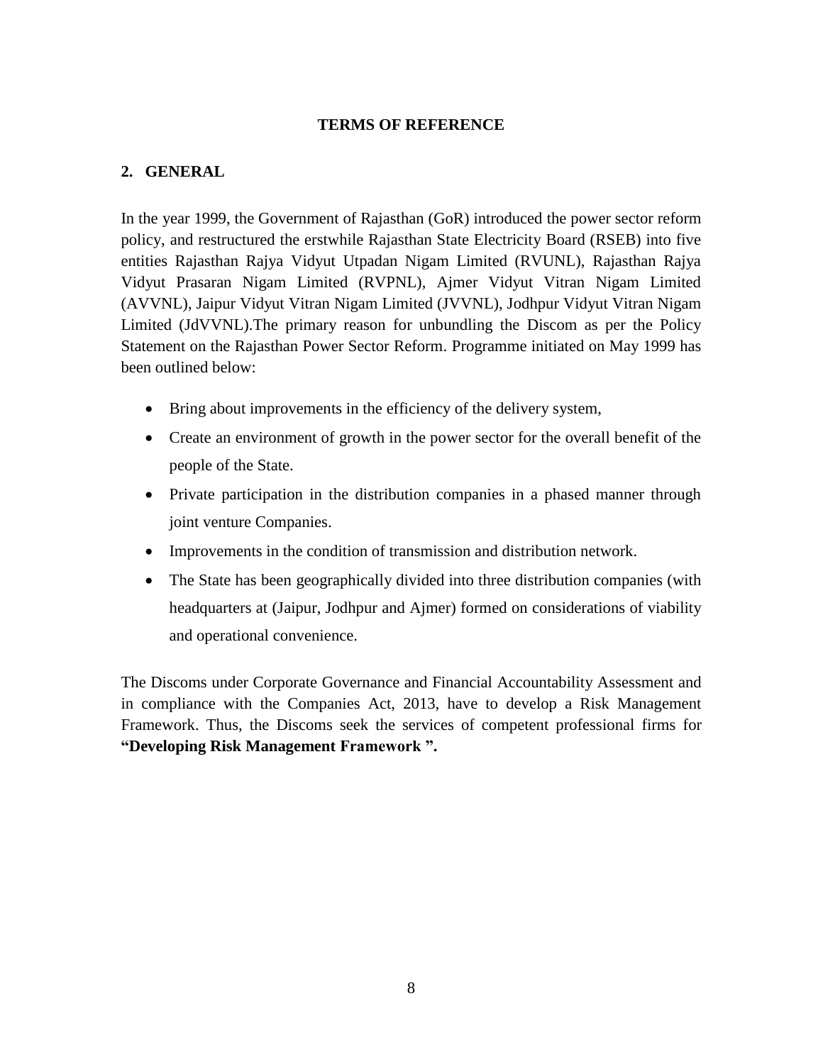# TERMS OF REFERENCE

## 2. GENERAL

In the year 1999, the Government of Rajasthan (GoR) introduced the power sector reform policy, and restructured the erstwhile Rajasthan State Electricity Board (RSEB) into five entities Rajasthan Rajya Vidyut Utpadan Nigam Limited (RVUNL), Rajasthan Rajya Vidyut Prasaran Nigam Limited (RVPNL), Ajmer Vidyut Vitran Nigam Limited (AVVNL), Jaipur Vidyut Vitran Nigam Limited (JVVNL), Jodhpur Vidyut Vitran Nigam Limited (JdVVNL).The primary reason for unbundling the Discom as per the Policy Statement on the Rajasthan Power Sector Reform. Programme initiated on May 1999 has been outlined below:

- Bring about improvements in the efficiency of the delivery system,
- Create an environment of growth in the power sector for the overall benefit of the people of the State.
- Private participation in the distribution companies in a phased manner through joint venture Companies.
- Improvements in the condition of transmission and distribution network.
- The State has been geographically divided into three distribution companies (with headquarters at (Jaipur, Jodhpur and Ajmer) formed on considerations of viability and operational convenience.

The Discoms under Corporate Governance and Financial Accountability Assessment and in compliance with the Companies Act, 2013, have to develop a Risk Management Framework. Thus, the Discoms seek the services of competent professional firms for **"Developing Risk Management Framework ".**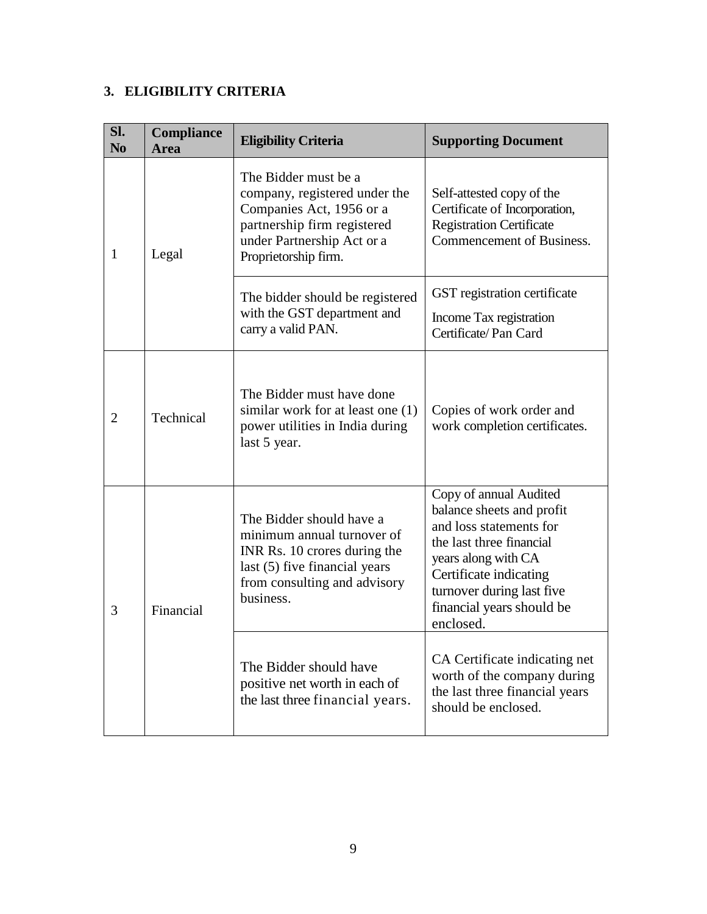## 3. ELIGIBILITY CRITERIA

| Sl. No | Compliance Area | Eligibility Criteria | Supporting Document |
|---|---|---|---|
| 1 | Legal | The Bidder must be a company, registered under the Companies Act, 1956 or a partnership firm registered under Partnership Act or a Proprietorship firm. | Self-attested copy of the Certificate of Incorporation, Registration Certificate Commencement of Business. |
| | | The bidder should be registered with the GST department and carry a valid PAN. | GST registration certificate<br>Income Tax registration Certificate/ Pan Card |
| 2 | Technical | The Bidder must have done similar work for at least one (1) power utilities in India during last 5 year. | Copies of work order and work completion certificates. |
| 3 | Financial | The Bidder should have a minimum annual turnover of INR Rs. 10 crores during the last (5) five financial years from consulting and advisory business. | Copy of annual Audited balance sheets and profit and loss statements for the last three financial years along with CA Certificate indicating turnover during last five financial years should be enclosed. |
| | | The Bidder should have positive net worth in each of the last three financial years. | CA Certificate indicating net worth of the company during the last three financial years should be enclosed. |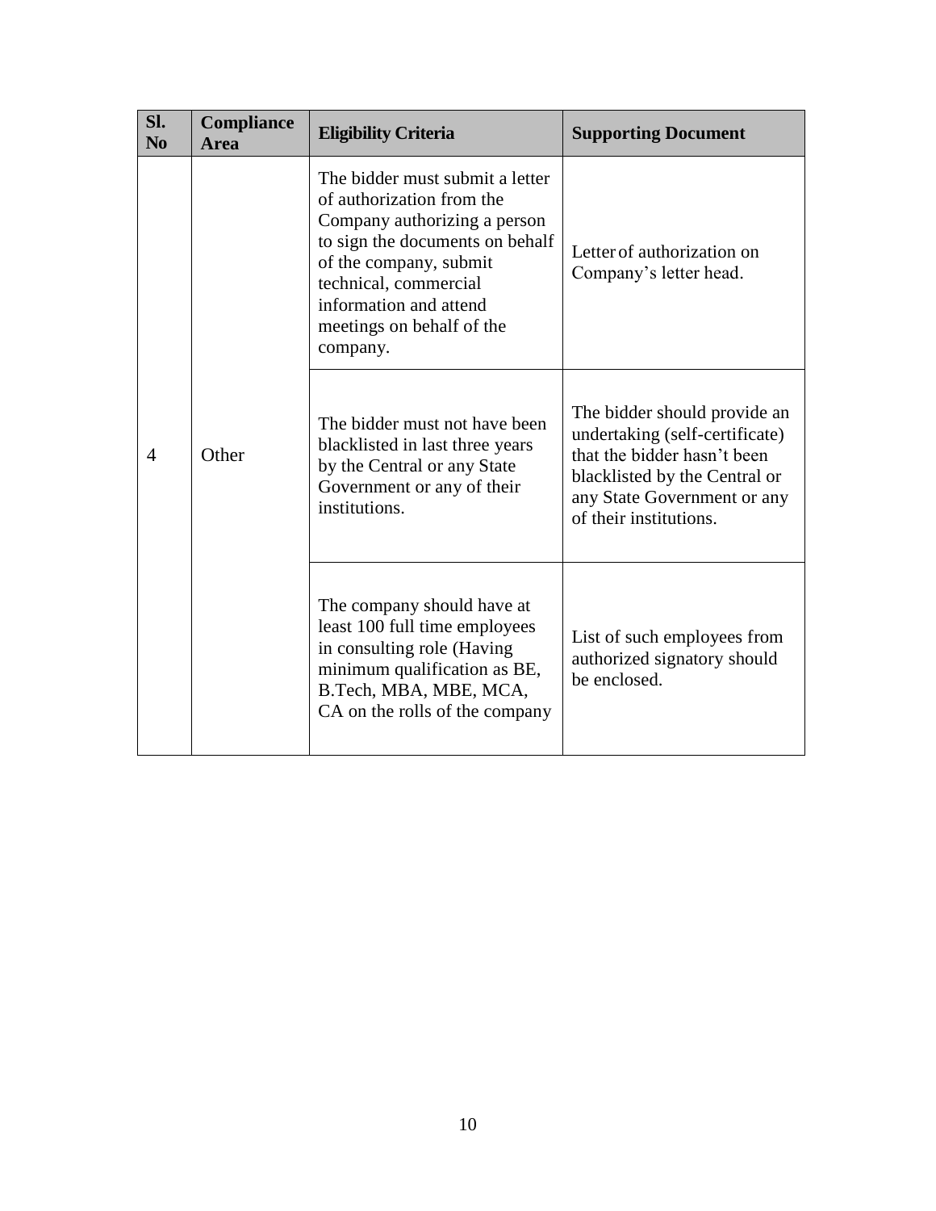| Sl. No | Compliance Area | Eligibility Criteria | Supporting Document |
|---|---|---|---|
| 4 | Other | The bidder must submit a letter of authorization from the Company authorizing a person to sign the documents on behalf of the company, submit technical, commercial information and attend meetings on behalf of the company. | Letter of authorization on Company's letter head. |
| | | The bidder must not have been blacklisted in last three years by the Central or any State Government or any of their institutions. | The bidder should provide an undertaking (self-certificate) that the bidder hasn't been blacklisted by the Central or any State Government or any of their institutions. |
| | | The company should have at least 100 full time employees in consulting role (Having minimum qualification as BE, B.Tech, MBA, MBE, MCA, CA on the rolls of the company | List of such employees from authorized signatory should be enclosed. |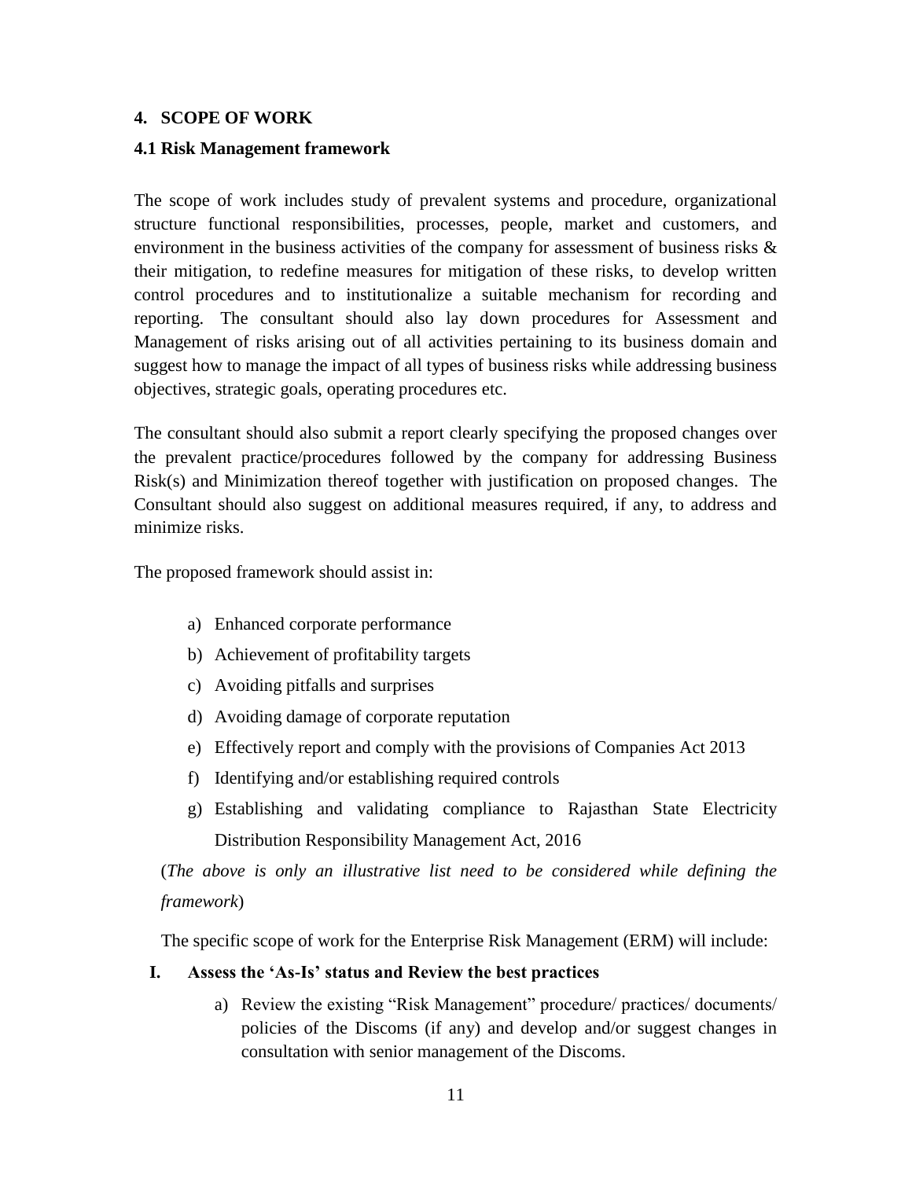## 4. SCOPE OF WORK

### 4.1 Risk Management framework

The scope of work includes study of prevalent systems and procedure, organizational structure functional responsibilities, processes, people, market and customers, and environment in the business activities of the company for assessment of business risks & their mitigation, to redefine measures for mitigation of these risks, to develop written control procedures and to institutionalize a suitable mechanism for recording and reporting. The consultant should also lay down procedures for Assessment and Management of risks arising out of all activities pertaining to its business domain and suggest how to manage the impact of all types of business risks while addressing business objectives, strategic goals, operating procedures etc.

The consultant should also submit a report clearly specifying the proposed changes over the prevalent practice/procedures followed by the company for addressing Business Risk(s) and Minimization thereof together with justification on proposed changes. The Consultant should also suggest on additional measures required, if any, to address and minimize risks.

The proposed framework should assist in:

a) Enhanced corporate performance
b) Achievement of profitability targets
c) Avoiding pitfalls and surprises
d) Avoiding damage of corporate reputation
e) Effectively report and comply with the provisions of Companies Act 2013
f) Identifying and/or establishing required controls
g) Establishing and validating compliance to Rajasthan State Electricity Distribution Responsibility Management Act, 2016

(*The above is only an illustrative list need to be considered while defining the framework*)

The specific scope of work for the Enterprise Risk Management (ERM) will include:

**I. Assess the 'As-Is' status and Review the best practices**

a) Review the existing "Risk Management" procedure/ practices/ documents/ policies of the Discoms (if any) and develop and/or suggest changes in consultation with senior management of the Discoms.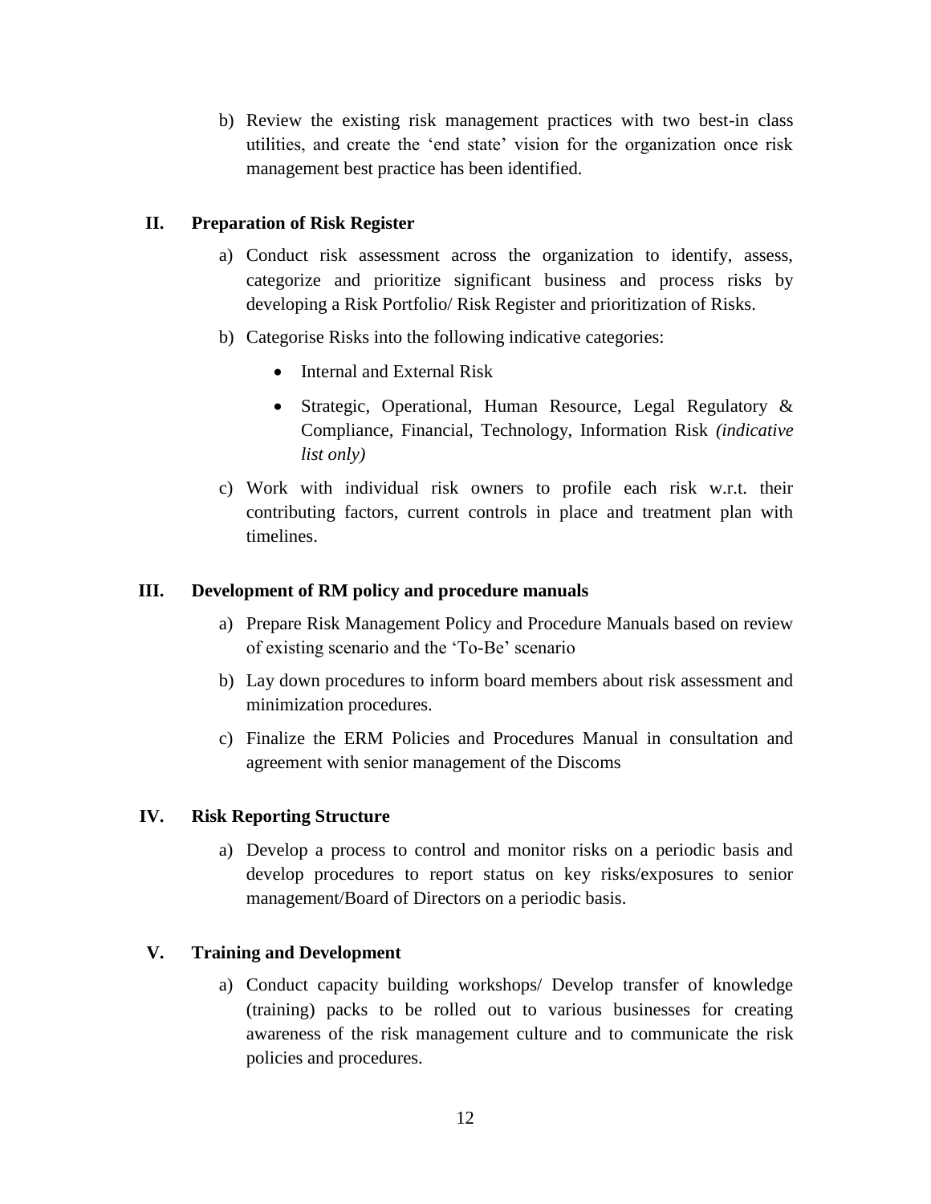b) Review the existing risk management practices with two best-in class utilities, and create the 'end state' vision for the organization once risk management best practice has been identified.

**II. Preparation of Risk Register**

a) Conduct risk assessment across the organization to identify, assess, categorize and prioritize significant business and process risks by developing a Risk Portfolio/ Risk Register and prioritization of Risks.

b) Categorise Risks into the following indicative categories:

- Internal and External Risk
- Strategic, Operational, Human Resource, Legal Regulatory & Compliance, Financial, Technology, Information Risk *(indicative list only)*

c) Work with individual risk owners to profile each risk w.r.t. their contributing factors, current controls in place and treatment plan with timelines.

**III. Development of RM policy and procedure manuals**

a) Prepare Risk Management Policy and Procedure Manuals based on review of existing scenario and the 'To-Be' scenario

b) Lay down procedures to inform board members about risk assessment and minimization procedures.

c) Finalize the ERM Policies and Procedures Manual in consultation and agreement with senior management of the Discoms

**IV. Risk Reporting Structure**

a) Develop a process to control and monitor risks on a periodic basis and develop procedures to report status on key risks/exposures to senior management/Board of Directors on a periodic basis.

**V. Training and Development**

a) Conduct capacity building workshops/ Develop transfer of knowledge (training) packs to be rolled out to various businesses for creating awareness of the risk management culture and to communicate the risk policies and procedures.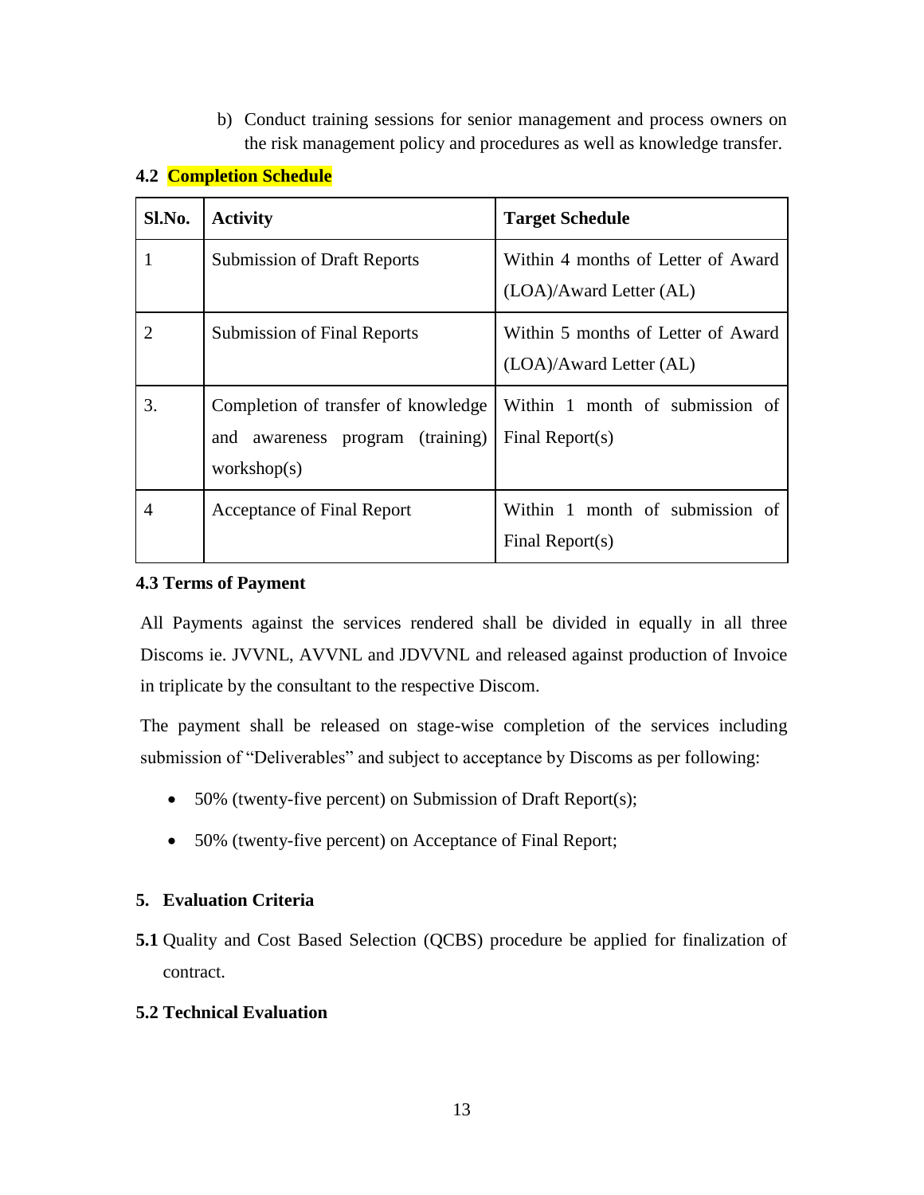b) Conduct training sessions for senior management and process owners on the risk management policy and procedures as well as knowledge transfer.

## 4.2 Completion Schedule

| Sl.No. | Activity | Target Schedule |
|---|---|---|
| 1 | Submission of Draft Reports | Within 4 months of Letter of Award (LOA)/Award Letter (AL) |
| 2 | Submission of Final Reports | Within 5 months of Letter of Award (LOA)/Award Letter (AL) |
| 3. | Completion of transfer of knowledge and awareness program (training) workshop(s) | Within 1 month of submission of Final Report(s) |
| 4 | Acceptance of Final Report | Within 1 month of submission of Final Report(s) |

### 4.3 Terms of Payment

All Payments against the services rendered shall be divided in equally in all three Discoms ie. JVVNL, AVVNL and JDVVNL and released against production of Invoice in triplicate by the consultant to the respective Discom.

The payment shall be released on stage-wise completion of the services including submission of "Deliverables" and subject to acceptance by Discoms as per following:

- 50% (twenty-five percent) on Submission of Draft Report(s);
- 50% (twenty-five percent) on Acceptance of Final Report;

## 5. Evaluation Criteria

**5.1** Quality and Cost Based Selection (QCBS) procedure be applied for finalization of contract.

### 5.2 Technical Evaluation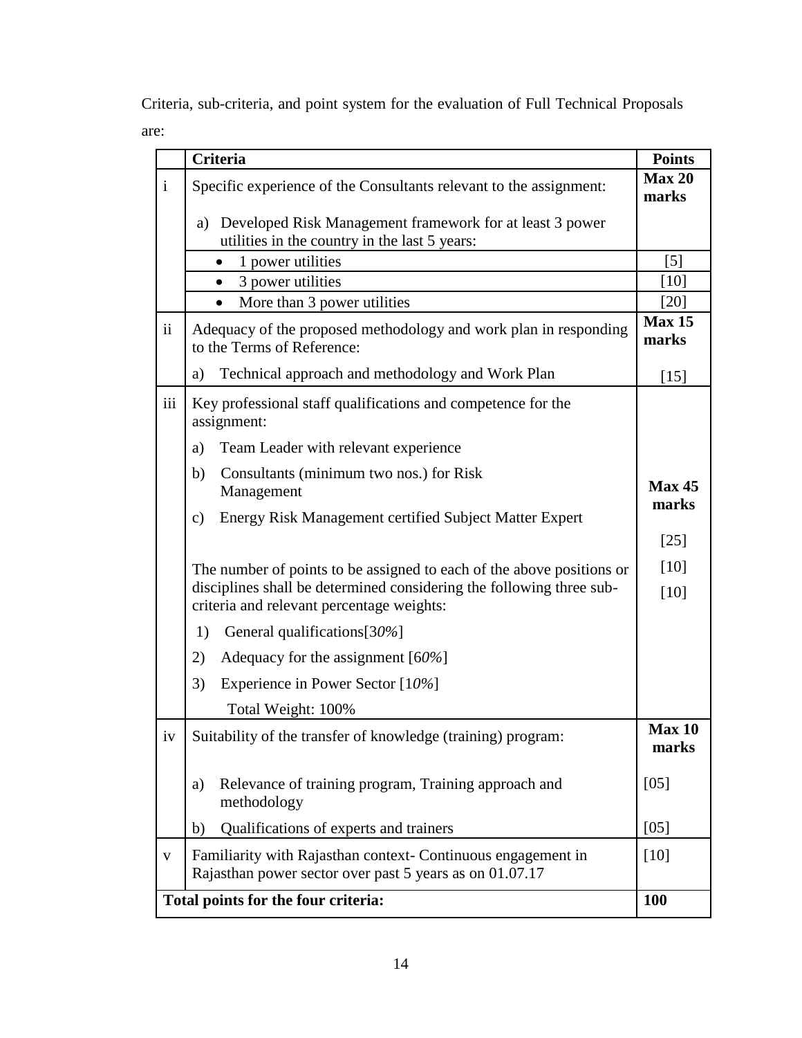Criteria, sub-criteria, and point system for the evaluation of Full Technical Proposals are:

| | Criteria | Points |
|---|---|---|
| i | Specific experience of the Consultants relevant to the assignment: | **Max 20 marks** |
| | a) Developed Risk Management framework for at least 3 power utilities in the country in the last 5 years: | |
| | • 1 power utilities | [5] |
| | • 3 power utilities | [10] |
| | • More than 3 power utilities | [20] |
| ii | Adequacy of the proposed methodology and work plan in responding to the Terms of Reference: | **Max 15 marks** |
| | a) Technical approach and methodology and Work Plan | [15] |
| iii | Key professional staff qualifications and competence for the assignment: | **Max 45 marks** |
| | a) Team Leader with relevant experience | [25] |
| | b) Consultants (minimum two nos.) for Risk Management | [10] |
| | c) Energy Risk Management certified Subject Matter Expert | [10] |
| | The number of points to be assigned to each of the above positions or disciplines shall be determined considering the following three sub-criteria and relevant percentage weights: | |
| | 1) General qualifications[3*0%*] | |
| | 2) Adequacy for the assignment [6*0%*] | |
| | 3) Experience in Power Sector [1*0%*] | |
| | Total Weight: 100% | |
| iv | Suitability of the transfer of knowledge (training) program: | **Max 10 marks** |
| | a) Relevance of training program, Training approach and methodology | [05] |
| | b) Qualifications of experts and trainers | [05] |
| v | Familiarity with Rajasthan context- Continuous engagement in Rajasthan power sector over past 5 years as on 01.07.17 | [10] |
| **Total points for the four criteria:** | | **100** |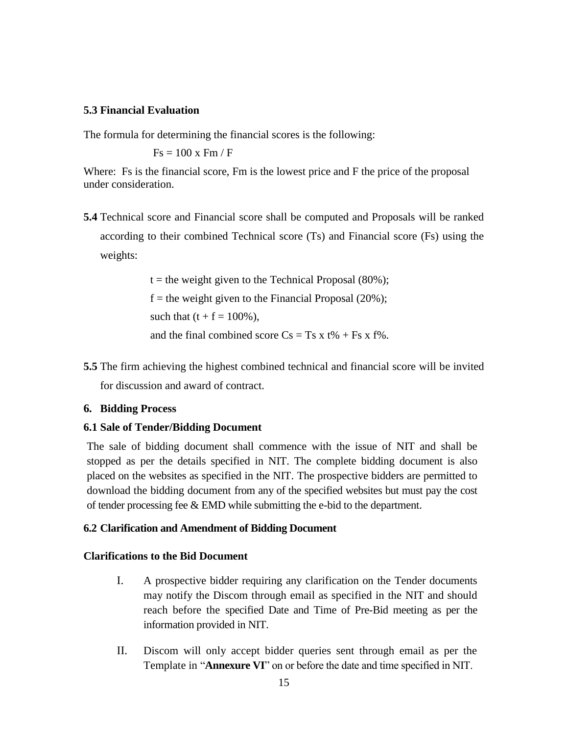### 5.3 Financial Evaluation

The formula for determining the financial scores is the following:

$$Fs = 100 \times Fm / F$$

Where: Fs is the financial score, Fm is the lowest price and F the price of the proposal under consideration.

**5.4** Technical score and Financial score shall be computed and Proposals will be ranked according to their combined Technical score (Ts) and Financial score (Fs) using the weights:

t = the weight given to the Technical Proposal (80%);

f = the weight given to the Financial Proposal (20%);

such that ($t + f = 100\%$),

and the final combined score $Cs = Ts \times t\% + Fs \times f\%$.

**5.5** The firm achieving the highest combined technical and financial score will be invited for discussion and award of contract.

## 6. Bidding Process

### 6.1 Sale of Tender/Bidding Document

The sale of bidding document shall commence with the issue of NIT and shall be stopped as per the details specified in NIT. The complete bidding document is also placed on the websites as specified in the NIT. The prospective bidders are permitted to download the bidding document from any of the specified websites but must pay the cost of tender processing fee & EMD while submitting the e-bid to the department.

### 6.2 Clarification and Amendment of Bidding Document

**Clarifications to the Bid Document**

I. A prospective bidder requiring any clarification on the Tender documents may notify the Discom through email as specified in the NIT and should reach before the specified Date and Time of Pre-Bid meeting as per the information provided in NIT.

II. Discom will only accept bidder queries sent through email as per the Template in "**Annexure VI**" on or before the date and time specified in NIT.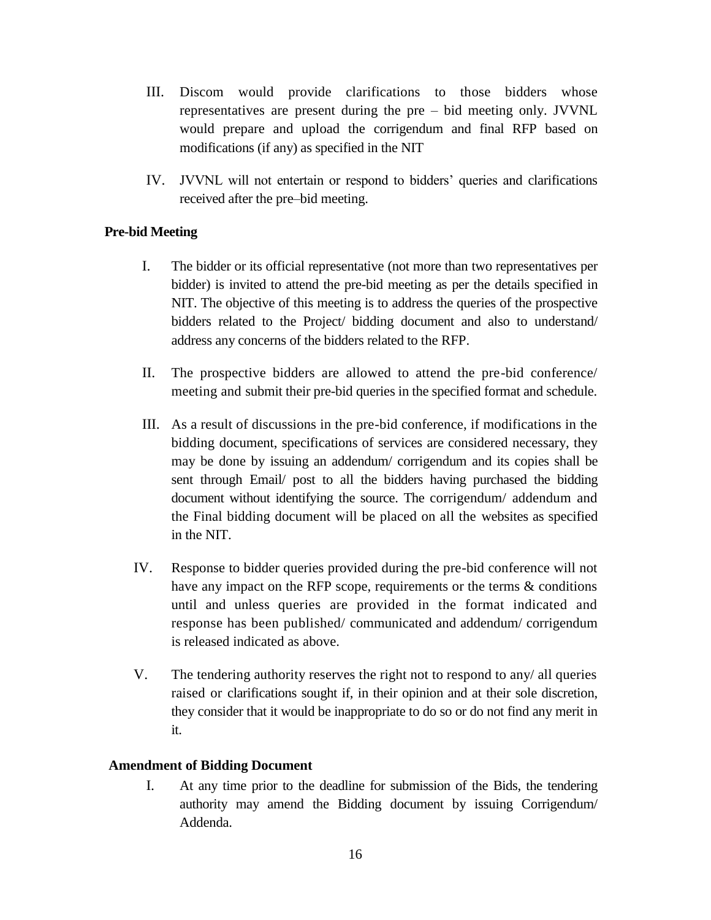III. Discom would provide clarifications to those bidders whose representatives are present during the pre – bid meeting only. JVVNL would prepare and upload the corrigendum and final RFP based on modifications (if any) as specified in the NIT

IV. JVVNL will not entertain or respond to bidders' queries and clarifications received after the pre–bid meeting.

**Pre-bid Meeting**

I. The bidder or its official representative (not more than two representatives per bidder) is invited to attend the pre-bid meeting as per the details specified in NIT. The objective of this meeting is to address the queries of the prospective bidders related to the Project/ bidding document and also to understand/ address any concerns of the bidders related to the RFP.

II. The prospective bidders are allowed to attend the pre-bid conference/ meeting and submit their pre-bid queries in the specified format and schedule.

III. As a result of discussions in the pre-bid conference, if modifications in the bidding document, specifications of services are considered necessary, they may be done by issuing an addendum/ corrigendum and its copies shall be sent through Email/ post to all the bidders having purchased the bidding document without identifying the source. The corrigendum/ addendum and the Final bidding document will be placed on all the websites as specified in the NIT.

IV. Response to bidder queries provided during the pre-bid conference will not have any impact on the RFP scope, requirements or the terms & conditions until and unless queries are provided in the format indicated and response has been published/ communicated and addendum/ corrigendum is released indicated as above.

V. The tendering authority reserves the right not to respond to any/ all queries raised or clarifications sought if, in their opinion and at their sole discretion, they consider that it would be inappropriate to do so or do not find any merit in it.

**Amendment of Bidding Document**

I. At any time prior to the deadline for submission of the Bids, the tendering authority may amend the Bidding document by issuing Corrigendum/ Addenda.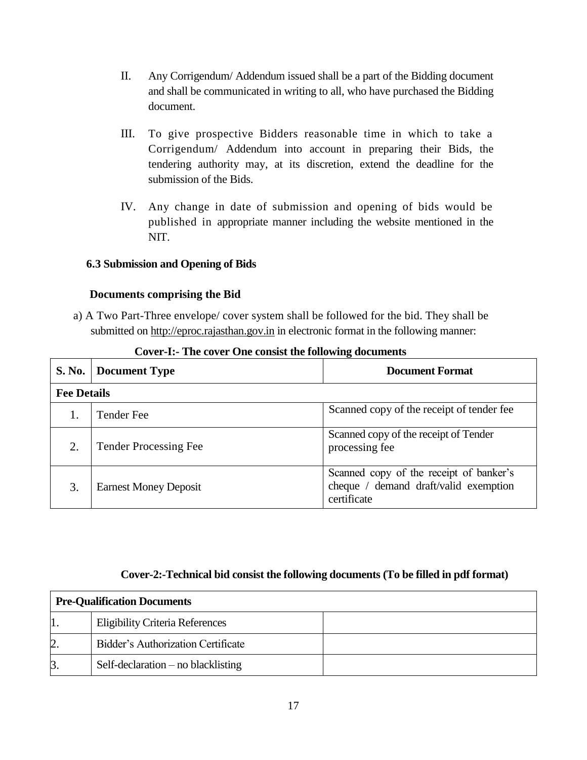II. Any Corrigendum/ Addendum issued shall be a part of the Bidding document and shall be communicated in writing to all, who have purchased the Bidding document.

III. To give prospective Bidders reasonable time in which to take a Corrigendum/ Addendum into account in preparing their Bids, the tendering authority may, at its discretion, extend the deadline for the submission of the Bids.

IV. Any change in date of submission and opening of bids would be published in appropriate manner including the website mentioned in the NIT.

### 6.3 Submission and Opening of Bids

**Documents comprising the Bid**

a) A Two Part-Three envelope/ cover system shall be followed for the bid. They shall be submitted on http://eproc.rajasthan.gov.in in electronic format in the following manner:

**Cover-I:- The cover One consist the following documents**

| S. No. | Document Type | Document Format |
|---|---|---|
| **Fee Details** | | |
| 1. | Tender Fee | Scanned copy of the receipt of tender fee |
| 2. | Tender Processing Fee | Scanned copy of the receipt of Tender processing fee |
| 3. | Earnest Money Deposit | Scanned copy of the receipt of banker's cheque / demand draft/valid exemption certificate |

**Cover-2:-Technical bid consist the following documents (To be filled in pdf format)**

| **Pre-Qualification Documents** | | |
|---|---|---|
| 1. | Eligibility Criteria References | |
| 2. | Bidder's Authorization Certificate | |
| 3. | Self-declaration – no blacklisting | |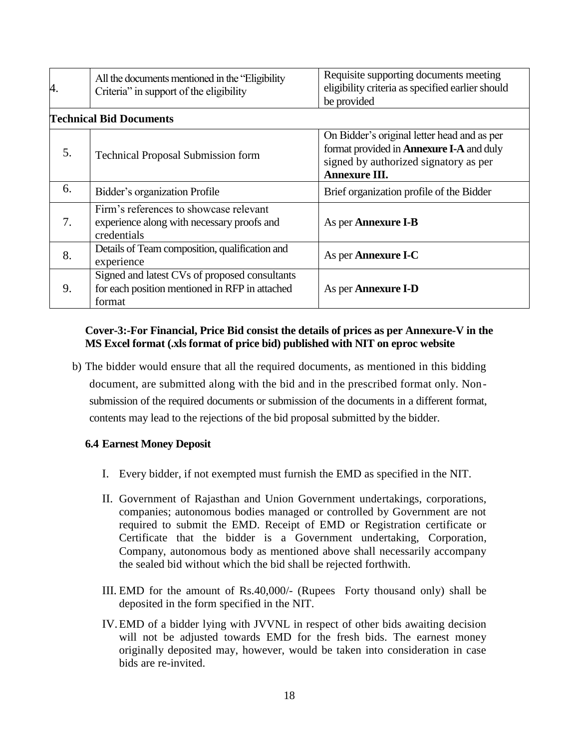| 4. | All the documents mentioned in the "Eligibility Criteria" in support of the eligibility | Requisite supporting documents meeting eligibility criteria as specified earlier should be provided |
|---|---|---|
| **Technical Bid Documents** | | |
| 5. | Technical Proposal Submission form | On Bidder's original letter head and as per format provided in **Annexure I-A** and duly signed by authorized signatory as per **Annexure III.** |
| 6. | Bidder's organization Profile | Brief organization profile of the Bidder |
| 7. | Firm's references to showcase relevant experience along with necessary proofs and credentials | As per **Annexure I-B** |
| 8. | Details of Team composition, qualification and experience | As per **Annexure I-C** |
| 9. | Signed and latest CVs of proposed consultants for each position mentioned in RFP in attached format | As per **Annexure I-D** |

**Cover-3:-For Financial, Price Bid consist the details of prices as per Annexure-V in the MS Excel format (.xls format of price bid) published with NIT on eproc website**

b) The bidder would ensure that all the required documents, as mentioned in this bidding document, are submitted along with the bid and in the prescribed format only. Non-submission of the required documents or submission of the documents in a different format, contents may lead to the rejections of the bid proposal submitted by the bidder.

**6.4 Earnest Money Deposit**

I. Every bidder, if not exempted must furnish the EMD as specified in the NIT.

II. Government of Rajasthan and Union Government undertakings, corporations, companies; autonomous bodies managed or controlled by Government are not required to submit the EMD. Receipt of EMD or Registration certificate or Certificate that the bidder is a Government undertaking, Corporation, Company, autonomous body as mentioned above shall necessarily accompany the sealed bid without which the bid shall be rejected forthwith.

III. EMD for the amount of Rs.40,000/- (Rupees Forty thousand only) shall be deposited in the form specified in the NIT.

IV. EMD of a bidder lying with JVVNL in respect of other bids awaiting decision will not be adjusted towards EMD for the fresh bids. The earnest money originally deposited may, however, would be taken into consideration in case bids are re-invited.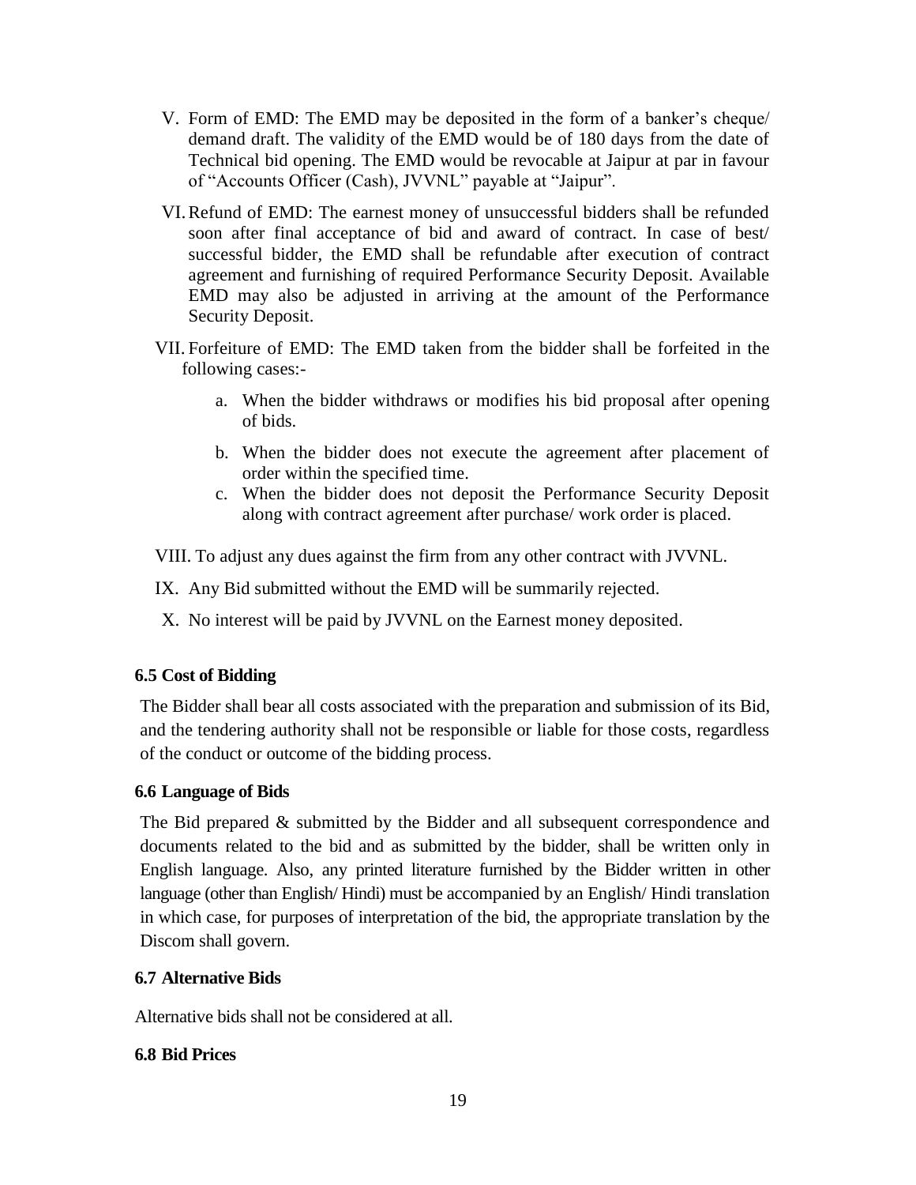V. Form of EMD: The EMD may be deposited in the form of a banker's cheque/ demand draft. The validity of the EMD would be of 180 days from the date of Technical bid opening. The EMD would be revocable at Jaipur at par in favour of "Accounts Officer (Cash), JVVNL" payable at "Jaipur".

VI. Refund of EMD: The earnest money of unsuccessful bidders shall be refunded soon after final acceptance of bid and award of contract. In case of best/ successful bidder, the EMD shall be refundable after execution of contract agreement and furnishing of required Performance Security Deposit. Available EMD may also be adjusted in arriving at the amount of the Performance Security Deposit.

VII. Forfeiture of EMD: The EMD taken from the bidder shall be forfeited in the following cases:-

   a. When the bidder withdraws or modifies his bid proposal after opening of bids.
   b. When the bidder does not execute the agreement after placement of order within the specified time.
   c. When the bidder does not deposit the Performance Security Deposit along with contract agreement after purchase/ work order is placed.

VIII. To adjust any dues against the firm from any other contract with JVVNL.

IX. Any Bid submitted without the EMD will be summarily rejected.

X. No interest will be paid by JVVNL on the Earnest money deposited.

### 6.5 Cost of Bidding

The Bidder shall bear all costs associated with the preparation and submission of its Bid, and the tendering authority shall not be responsible or liable for those costs, regardless of the conduct or outcome of the bidding process.

### 6.6 Language of Bids

The Bid prepared & submitted by the Bidder and all subsequent correspondence and documents related to the bid and as submitted by the bidder, shall be written only in English language. Also, any printed literature furnished by the Bidder written in other language (other than English/ Hindi) must be accompanied by an English/ Hindi translation in which case, for purposes of interpretation of the bid, the appropriate translation by the Discom shall govern.

### 6.7 Alternative Bids

Alternative bids shall not be considered at all.

### 6.8 Bid Prices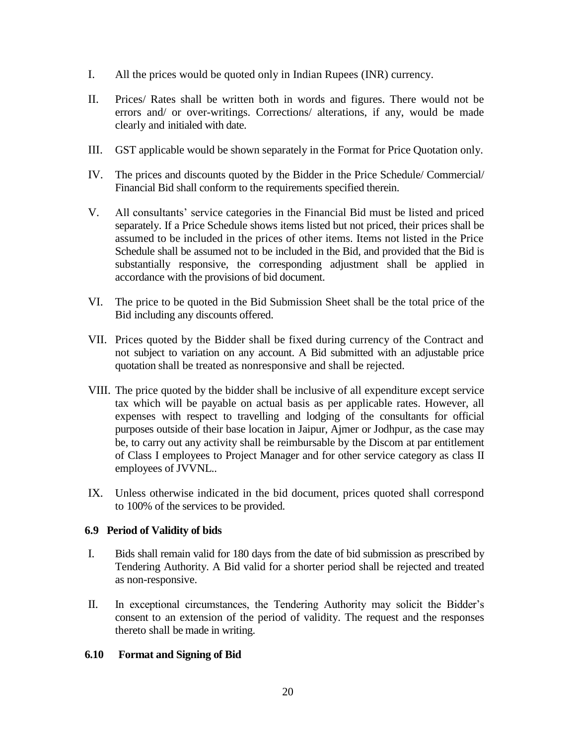I. All the prices would be quoted only in Indian Rupees (INR) currency.

II. Prices/ Rates shall be written both in words and figures. There would not be errors and/ or over-writings. Corrections/ alterations, if any, would be made clearly and initialed with date.

III. GST applicable would be shown separately in the Format for Price Quotation only.

IV. The prices and discounts quoted by the Bidder in the Price Schedule/ Commercial/ Financial Bid shall conform to the requirements specified therein.

V. All consultants' service categories in the Financial Bid must be listed and priced separately. If a Price Schedule shows items listed but not priced, their prices shall be assumed to be included in the prices of other items. Items not listed in the Price Schedule shall be assumed not to be included in the Bid, and provided that the Bid is substantially responsive, the corresponding adjustment shall be applied in accordance with the provisions of bid document.

VI. The price to be quoted in the Bid Submission Sheet shall be the total price of the Bid including any discounts offered.

VII. Prices quoted by the Bidder shall be fixed during currency of the Contract and not subject to variation on any account. A Bid submitted with an adjustable price quotation shall be treated as nonresponsive and shall be rejected.

VIII. The price quoted by the bidder shall be inclusive of all expenditure except service tax which will be payable on actual basis as per applicable rates. However, all expenses with respect to travelling and lodging of the consultants for official purposes outside of their base location in Jaipur, Ajmer or Jodhpur, as the case may be, to carry out any activity shall be reimbursable by the Discom at par entitlement of Class I employees to Project Manager and for other service category as class II employees of JVVNL..

IX. Unless otherwise indicated in the bid document, prices quoted shall correspond to 100% of the services to be provided.

### 6.9 Period of Validity of bids

I. Bids shall remain valid for 180 days from the date of bid submission as prescribed by Tendering Authority. A Bid valid for a shorter period shall be rejected and treated as non-responsive.

II. In exceptional circumstances, the Tendering Authority may solicit the Bidder's consent to an extension of the period of validity. The request and the responses thereto shall be made in writing.

### 6.10 Format and Signing of Bid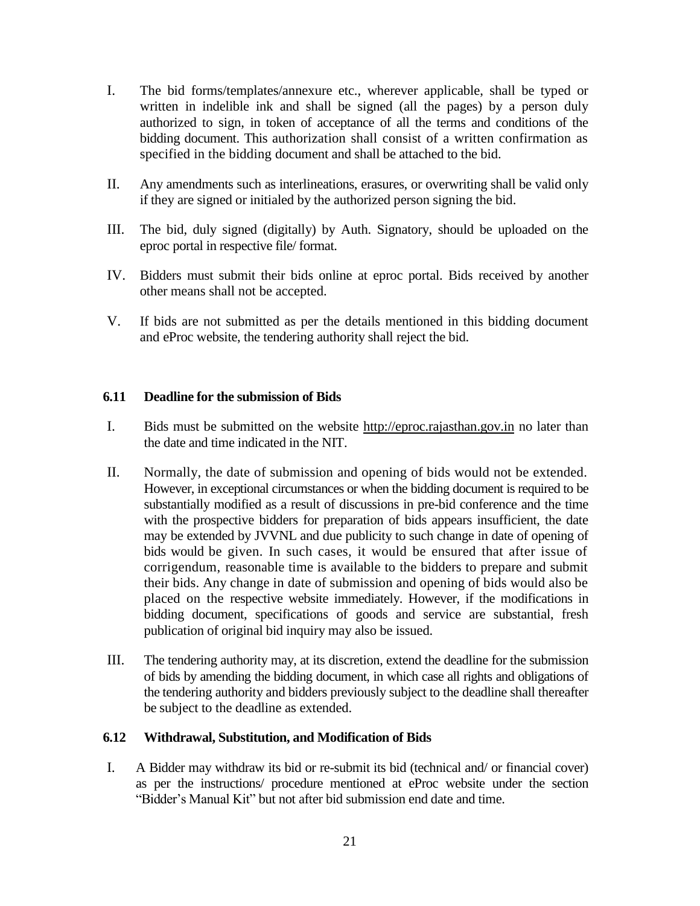I. The bid forms/templates/annexure etc., wherever applicable, shall be typed or written in indelible ink and shall be signed (all the pages) by a person duly authorized to sign, in token of acceptance of all the terms and conditions of the bidding document. This authorization shall consist of a written confirmation as specified in the bidding document and shall be attached to the bid.

II. Any amendments such as interlineations, erasures, or overwriting shall be valid only if they are signed or initialed by the authorized person signing the bid.

III. The bid, duly signed (digitally) by Auth. Signatory, should be uploaded on the eproc portal in respective file/ format.

IV. Bidders must submit their bids online at eproc portal. Bids received by another other means shall not be accepted.

V. If bids are not submitted as per the details mentioned in this bidding document and eProc website, the tendering authority shall reject the bid.

### 6.11 Deadline for the submission of Bids

I. Bids must be submitted on the website http://eproc.rajasthan.gov.in no later than the date and time indicated in the NIT.

II. Normally, the date of submission and opening of bids would not be extended. However, in exceptional circumstances or when the bidding document is required to be substantially modified as a result of discussions in pre-bid conference and the time with the prospective bidders for preparation of bids appears insufficient, the date may be extended by JVVNL and due publicity to such change in date of opening of bids would be given. In such cases, it would be ensured that after issue of corrigendum, reasonable time is available to the bidders to prepare and submit their bids. Any change in date of submission and opening of bids would also be placed on the respective website immediately. However, if the modifications in bidding document, specifications of goods and service are substantial, fresh publication of original bid inquiry may also be issued.

III. The tendering authority may, at its discretion, extend the deadline for the submission of bids by amending the bidding document, in which case all rights and obligations of the tendering authority and bidders previously subject to the deadline shall thereafter be subject to the deadline as extended.

### 6.12 Withdrawal, Substitution, and Modification of Bids

I. A Bidder may withdraw its bid or re-submit its bid (technical and/ or financial cover) as per the instructions/ procedure mentioned at eProc website under the section "Bidder's Manual Kit" but not after bid submission end date and time.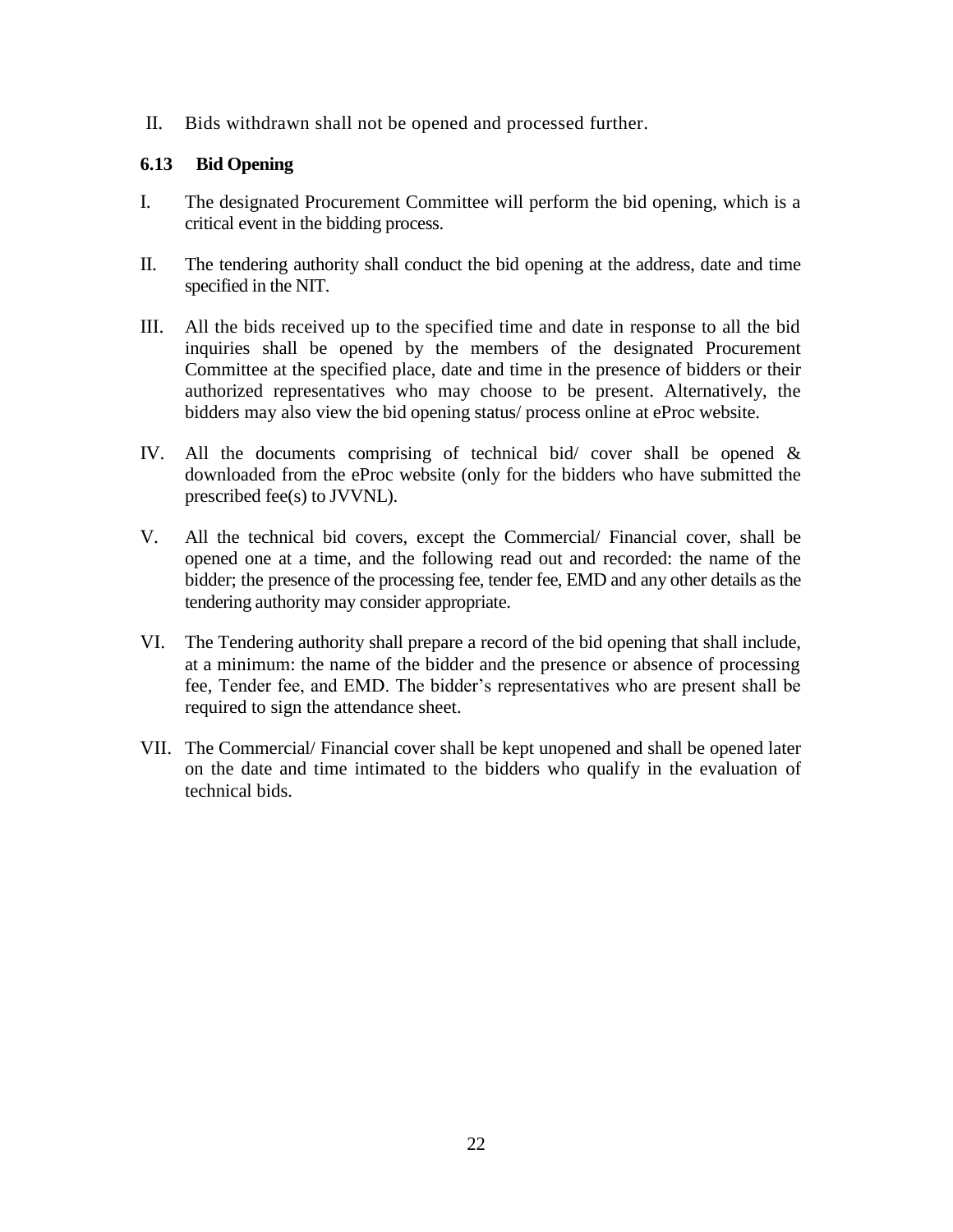II. Bids withdrawn shall not be opened and processed further.

### 6.13 Bid Opening

I. The designated Procurement Committee will perform the bid opening, which is a critical event in the bidding process.

II. The tendering authority shall conduct the bid opening at the address, date and time specified in the NIT.

III. All the bids received up to the specified time and date in response to all the bid inquiries shall be opened by the members of the designated Procurement Committee at the specified place, date and time in the presence of bidders or their authorized representatives who may choose to be present. Alternatively, the bidders may also view the bid opening status/ process online at eProc website.

IV. All the documents comprising of technical bid/ cover shall be opened & downloaded from the eProc website (only for the bidders who have submitted the prescribed fee(s) to JVVNL).

V. All the technical bid covers, except the Commercial/ Financial cover, shall be opened one at a time, and the following read out and recorded: the name of the bidder; the presence of the processing fee, tender fee, EMD and any other details as the tendering authority may consider appropriate.

VI. The Tendering authority shall prepare a record of the bid opening that shall include, at a minimum: the name of the bidder and the presence or absence of processing fee, Tender fee, and EMD. The bidder's representatives who are present shall be required to sign the attendance sheet.

VII. The Commercial/ Financial cover shall be kept unopened and shall be opened later on the date and time intimated to the bidders who qualify in the evaluation of technical bids.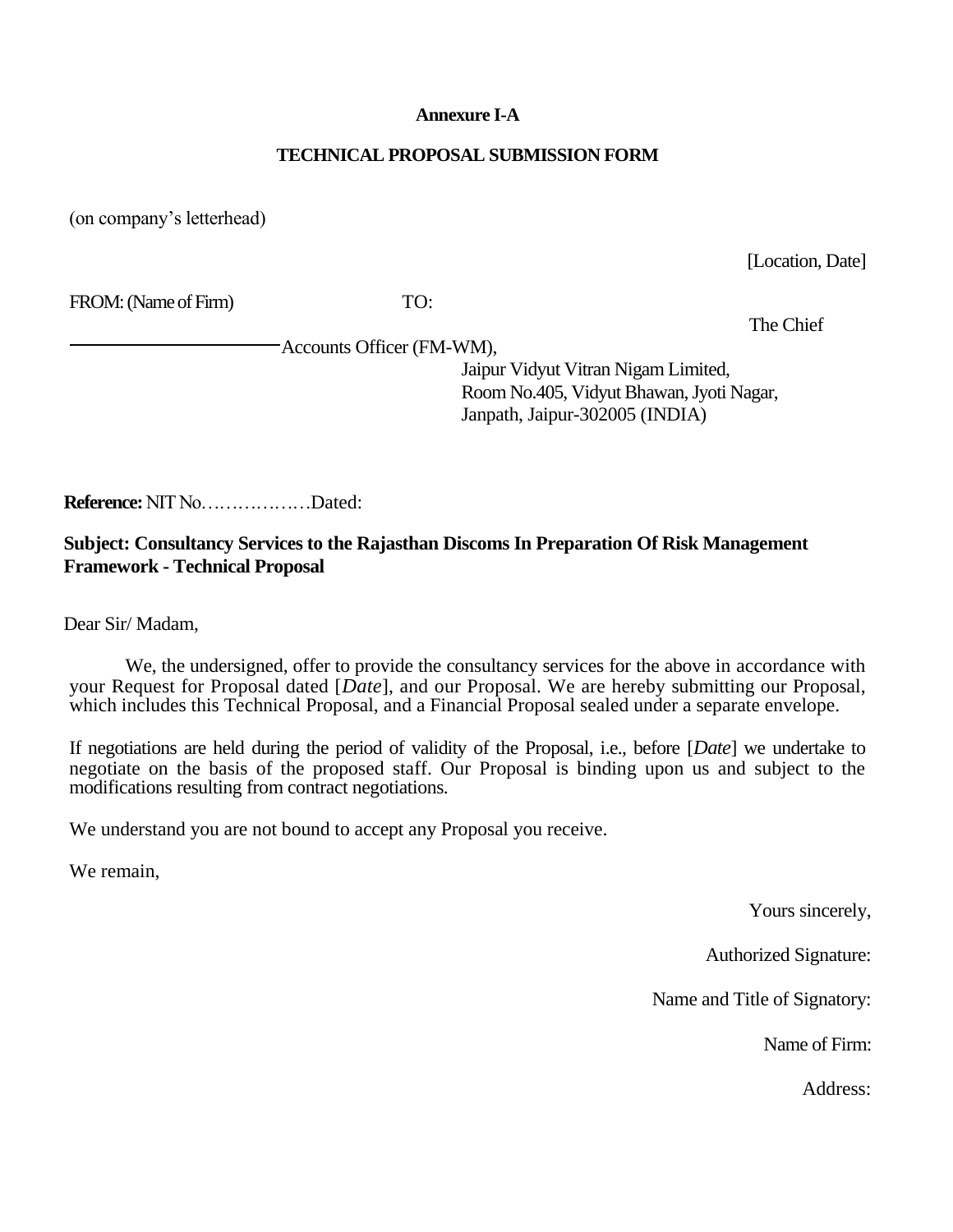**Annexure I-A**

**TECHNICAL PROPOSAL SUBMISSION FORM**

(on company's letterhead)

[Location, Date]

FROM: (Name of Firm)

\_\_\_\_\_\_\_\_\_\_\_\_\_\_\_\_\_\_\_\_\_\_\_\_

TO:

The Chief Accounts Officer (FM-WM),
Jaipur Vidyut Vitran Nigam Limited,
Room No.405, Vidyut Bhawan, Jyoti Nagar,
Janpath, Jaipur-302005 (INDIA)

**Reference:** NIT No………………Dated:

**Subject: Consultancy Services to the Rajasthan Discoms In Preparation Of Risk Management Framework - Technical Proposal**

Dear Sir/ Madam,

We, the undersigned, offer to provide the consultancy services for the above in accordance with your Request for Proposal dated [*Date*], and our Proposal. We are hereby submitting our Proposal, which includes this Technical Proposal, and a Financial Proposal sealed under a separate envelope.

If negotiations are held during the period of validity of the Proposal, i.e., before [*Date*] we undertake to negotiate on the basis of the proposed staff. Our Proposal is binding upon us and subject to the modifications resulting from contract negotiations.

We understand you are not bound to accept any Proposal you receive.

We remain,

Yours sincerely,

Authorized Signature:

Name and Title of Signatory:

Name of Firm:

Address: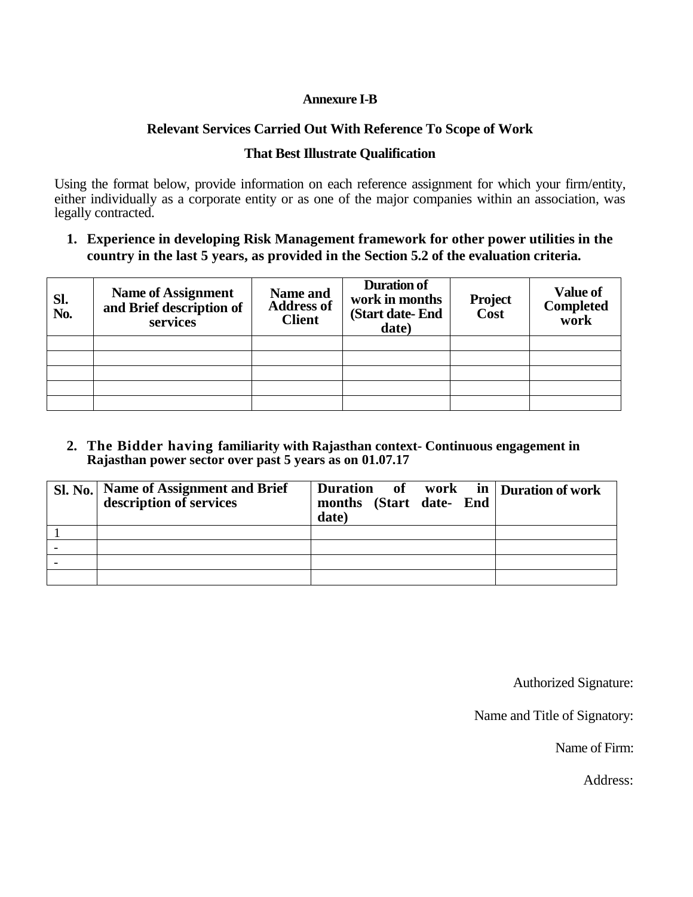**Annexure I-B**

**Relevant Services Carried Out With Reference To Scope of Work**

**That Best Illustrate Qualification**

Using the format below, provide information on each reference assignment for which your firm/entity, either individually as a corporate entity or as one of the major companies within an association, was legally contracted.

1. **Experience in developing Risk Management framework for other power utilities in the country in the last 5 years, as provided in the Section 5.2 of the evaluation criteria.**

| Sl. No. | Name of Assignment and Brief description of services | Name and Address of Client | Duration of work in months (Start date- End date) | Project Cost | Value of Completed work |
|---|---|---|---|---|---|
| | | | | | |
| | | | | | |
| | | | | | |
| | | | | | |
| | | | | | |

2. **The Bidder having familiarity with Rajasthan context- Continuous engagement in Rajasthan power sector over past 5 years as on 01.07.17**

| Sl. No. | Name of Assignment and Brief description of services | Duration of work in months (Start date- End date) | Duration of work |
|---|---|---|---|
| 1 | | | |
| - | | | |
| - | | | |
| | | | |

Authorized Signature:

Name and Title of Signatory:

Name of Firm:

Address: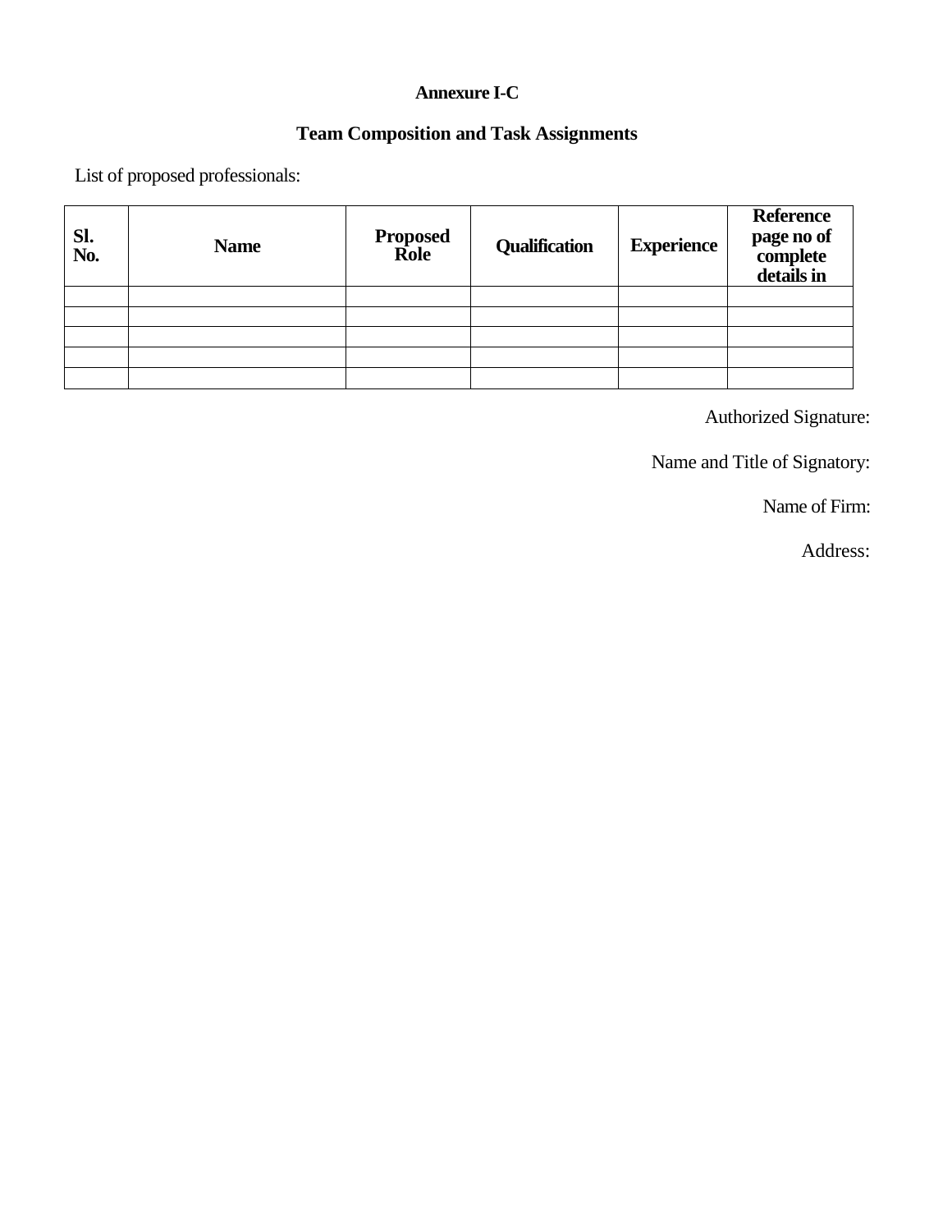**Annexure I-C**

**Team Composition and Task Assignments**

List of proposed professionals:

| Sl. No. | Name | Proposed Role | Qualification | Experience | Reference page no of complete details in |
|---|---|---|---|---|---|
| | | | | | |
| | | | | | |
| | | | | | |
| | | | | | |
| | | | | | |

Authorized Signature:

Name and Title of Signatory:

Name of Firm:

Address: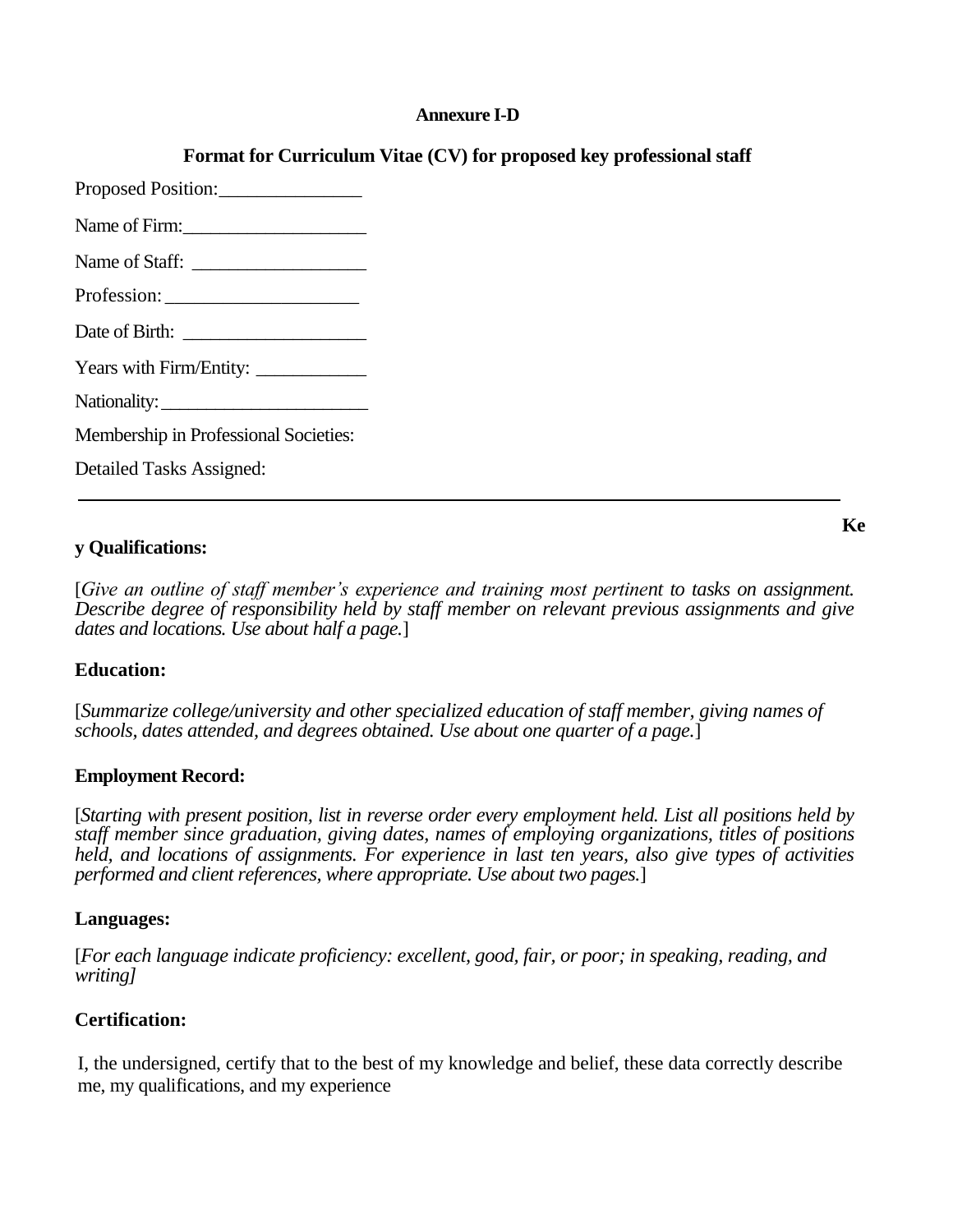**Annexure I-D**

**Format for Curriculum Vitae (CV) for proposed key professional staff**

Proposed Position:_______________

Name of Firm:___________________

Name of Staff: __________________

Profession:____________________

Date of Birth: ___________________

Years with Firm/Entity: ___________

Nationality:______________________

Membership in Professional Societies:

Detailed Tasks Assigned:

---

**Key Qualifications:**

[*Give an outline of staff member's experience and training most pertinent to tasks on assignment. Describe degree of responsibility held by staff member on relevant previous assignments and give dates and locations. Use about half a page.*]

**Education:**

[*Summarize college/university and other specialized education of staff member, giving names of schools, dates attended, and degrees obtained. Use about one quarter of a page.*]

**Employment Record:**

[*Starting with present position, list in reverse order every employment held. List all positions held by staff member since graduation, giving dates, names of employing organizations, titles of positions held, and locations of assignments. For experience in last ten years, also give types of activities performed and client references, where appropriate. Use about two pages.*]

**Languages:**

[*For each language indicate proficiency: excellent, good, fair, or poor; in speaking, reading, and writing]*

**Certification:**

I, the undersigned, certify that to the best of my knowledge and belief, these data correctly describe me, my qualifications, and my experience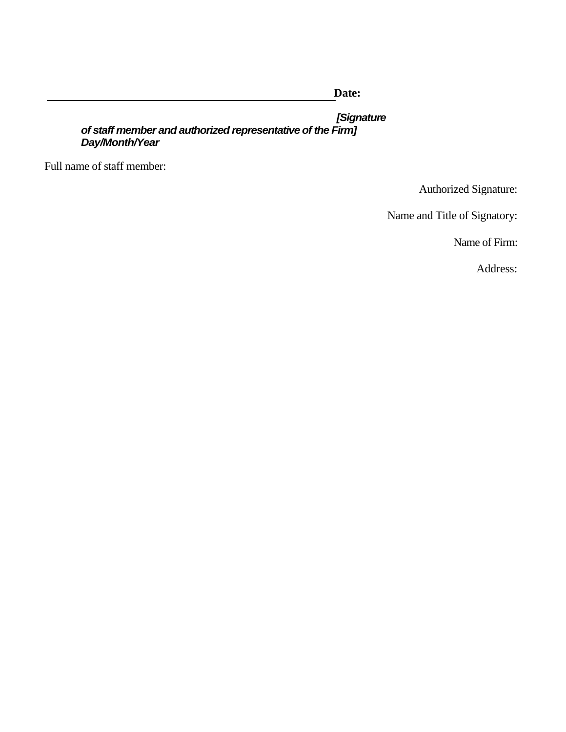______________________________________________ **Date:**

***[Signature of staff member and authorized representative of the Firm]*** ***Day/Month/Year***

Full name of staff member:

Authorized Signature:

Name and Title of Signatory:

Name of Firm:

Address: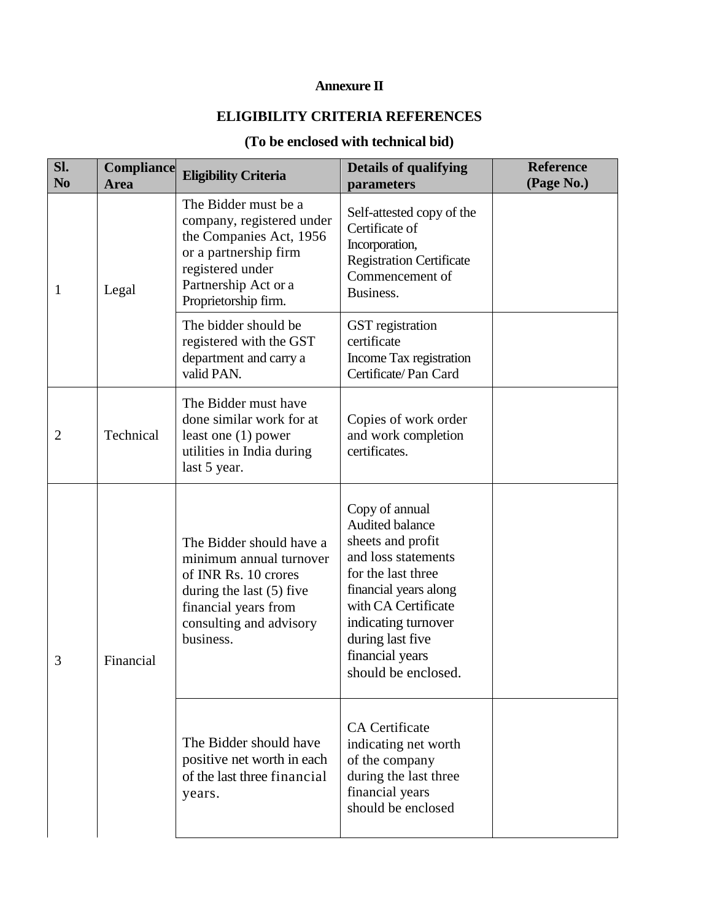**Annexure II**

**ELIGIBILITY CRITERIA REFERENCES**

**(To be enclosed with technical bid)**

| Sl. No | Compliance Area | Eligibility Criteria | Details of qualifying parameters | Reference (Page No.) |
|---|---|---|---|---|
| 1 | Legal | The Bidder must be a company, registered under the Companies Act, 1956 or a partnership firm registered under Partnership Act or a Proprietorship firm. | Self-attested copy of the Certificate of Incorporation, Registration Certificate Commencement of Business. | |
| | | The bidder should be registered with the GST department and carry a valid PAN. | GST registration certificate Income Tax registration Certificate/ Pan Card | |
| 2 | Technical | The Bidder must have done similar work for at least one (1) power utilities in India during last 5 year. | Copies of work order and work completion certificates. | |
| 3 | Financial | The Bidder should have a minimum annual turnover of INR Rs. 10 crores during the last (5) five financial years from consulting and advisory business. | Copy of annual Audited balance sheets and profit and loss statements for the last three financial years along with CA Certificate indicating turnover during last five financial years should be enclosed. | |
| | | The Bidder should have positive net worth in each of the last three financial years. | CA Certificate indicating net worth of the company during the last three financial years should be enclosed | |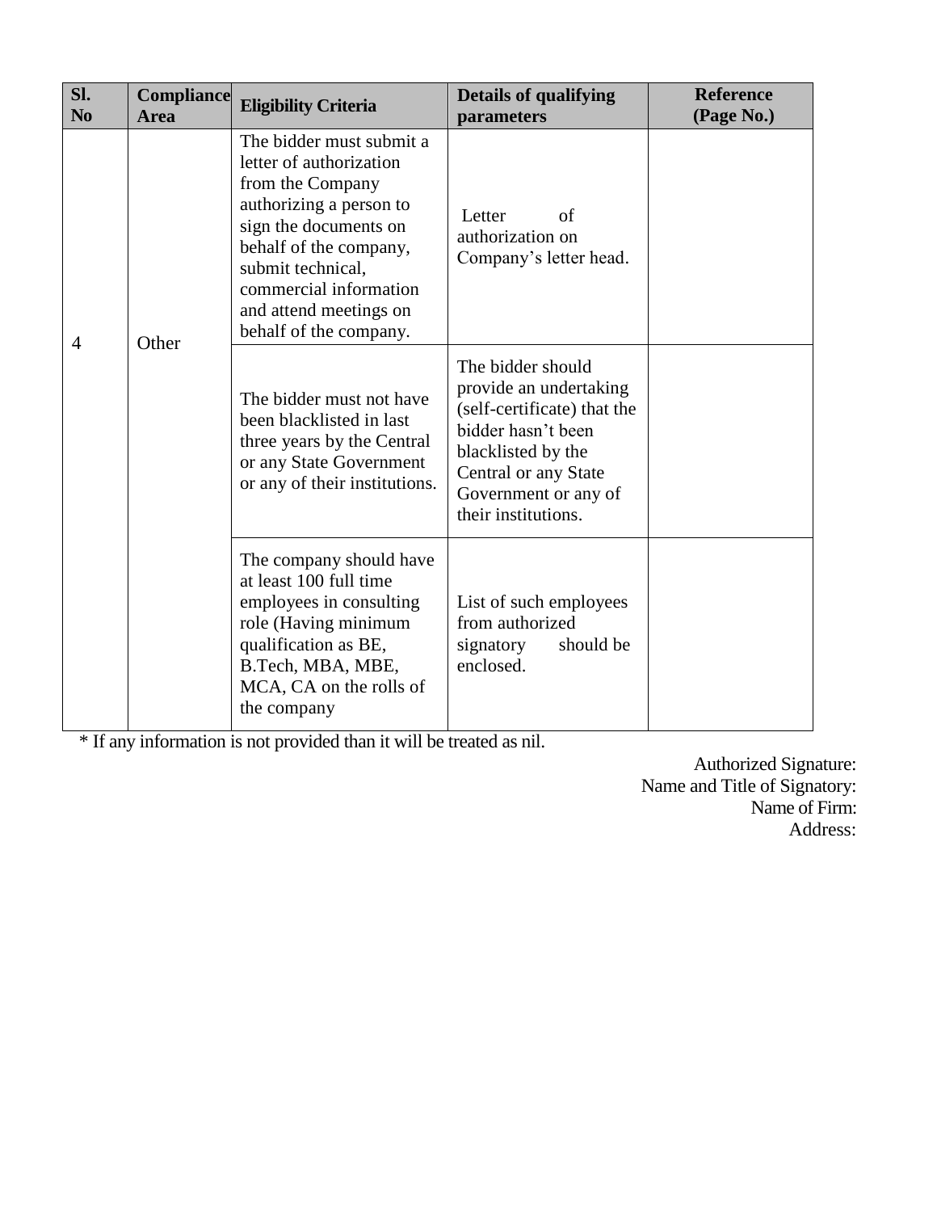| Sl. No | Compliance Area | Eligibility Criteria | Details of qualifying parameters | Reference (Page No.) |
|---|---|---|---|---|
| 4 | Other | The bidder must submit a letter of authorization from the Company authorizing a person to sign the documents on behalf of the company, submit technical, commercial information and attend meetings on behalf of the company. | Letter of authorization on Company's letter head. | |
| | | The bidder must not have been blacklisted in last three years by the Central or any State Government or any of their institutions. | The bidder should provide an undertaking (self-certificate) that the bidder hasn't been blacklisted by the Central or any State Government or any of their institutions. | |
| | | The company should have at least 100 full time employees in consulting role (Having minimum qualification as BE, B.Tech, MBA, MBE, MCA, CA on the rolls of the company | List of such employees from authorized signatory should be enclosed. | |

* If any information is not provided than it will be treated as nil.

Authorized Signature:
Name and Title of Signatory:
Name of Firm:
Address: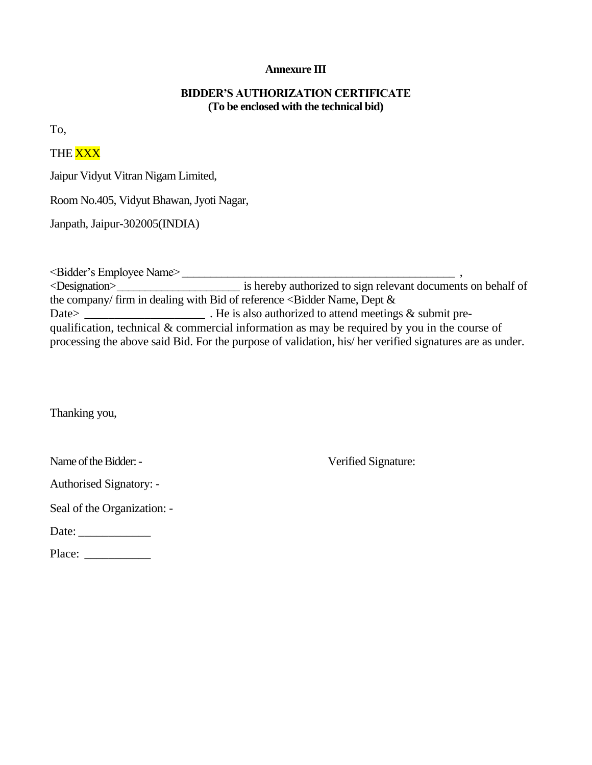**Annexure III**

**BIDDER'S AUTHORIZATION CERTIFICATE**
**(To be enclosed with the technical bid)**

To,

THE XXX

Jaipur Vidyut Vitran Nigam Limited,

Room No.405, Vidyut Bhawan, Jyoti Nagar,

Janpath, Jaipur-302005(INDIA)

<Bidder's Employee Name>_______________________________________________ , <Designation>_____________________ is hereby authorized to sign relevant documents on behalf of the company/ firm in dealing with Bid of reference <Bidder Name, Dept & Date> ____________________ . He is also authorized to attend meetings & submit pre-qualification, technical & commercial information as may be required by you in the course of processing the above said Bid. For the purpose of validation, his/ her verified signatures are as under.

Thanking you,

Name of the Bidder: -

Verified Signature:

Authorised Signatory: -

Seal of the Organization: -

Date: ____________

Place: ___________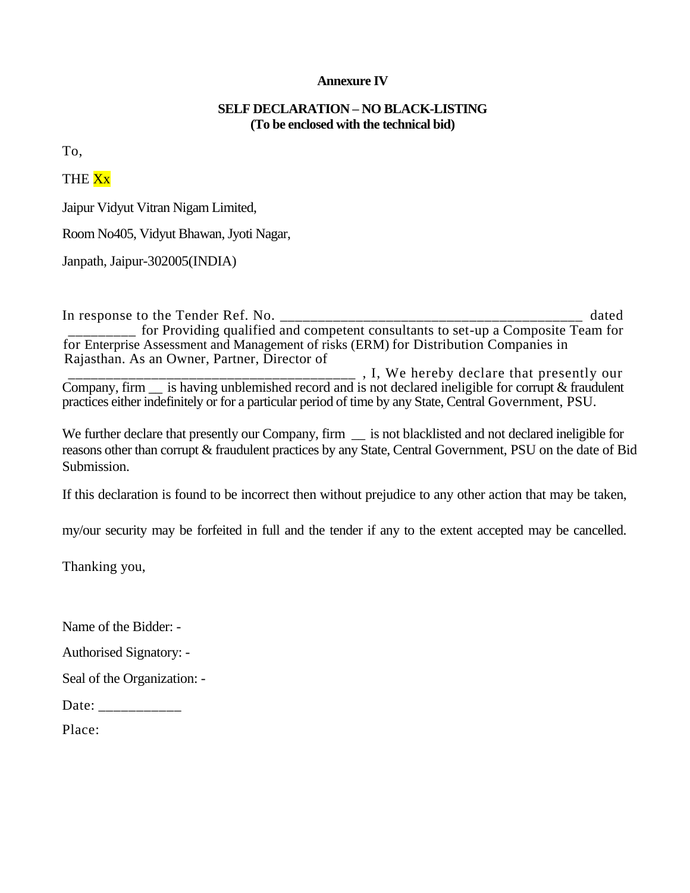**Annexure IV**

**SELF DECLARATION – NO BLACK-LISTING**
**(To be enclosed with the technical bid)**

To,

THE Xx

Jaipur Vidyut Vitran Nigam Limited,

Room No405, Vidyut Bhawan, Jyoti Nagar,

Janpath, Jaipur-302005(INDIA)

In response to the Tender Ref. No. ________________________________________ dated _________ for Providing qualified and competent consultants to set-up a Composite Team for for Enterprise Assessment and Management of risks (ERM) for Distribution Companies in Rajasthan. As an Owner, Partner, Director of ________________________________________ , I, We hereby declare that presently our Company, firm __ is having unblemished record and is not declared ineligible for corrupt & fraudulent practices either indefinitely or for a particular period of time by any State, Central Government, PSU.

We further declare that presently our Company, firm __ is not blacklisted and not declared ineligible for reasons other than corrupt & fraudulent practices by any State, Central Government, PSU on the date of Bid Submission.

If this declaration is found to be incorrect then without prejudice to any other action that may be taken,

my/our security may be forfeited in full and the tender if any to the extent accepted may be cancelled.

Thanking you,

Name of the Bidder: -

Authorised Signatory: -

Seal of the Organization: -

Date: ___________

Place: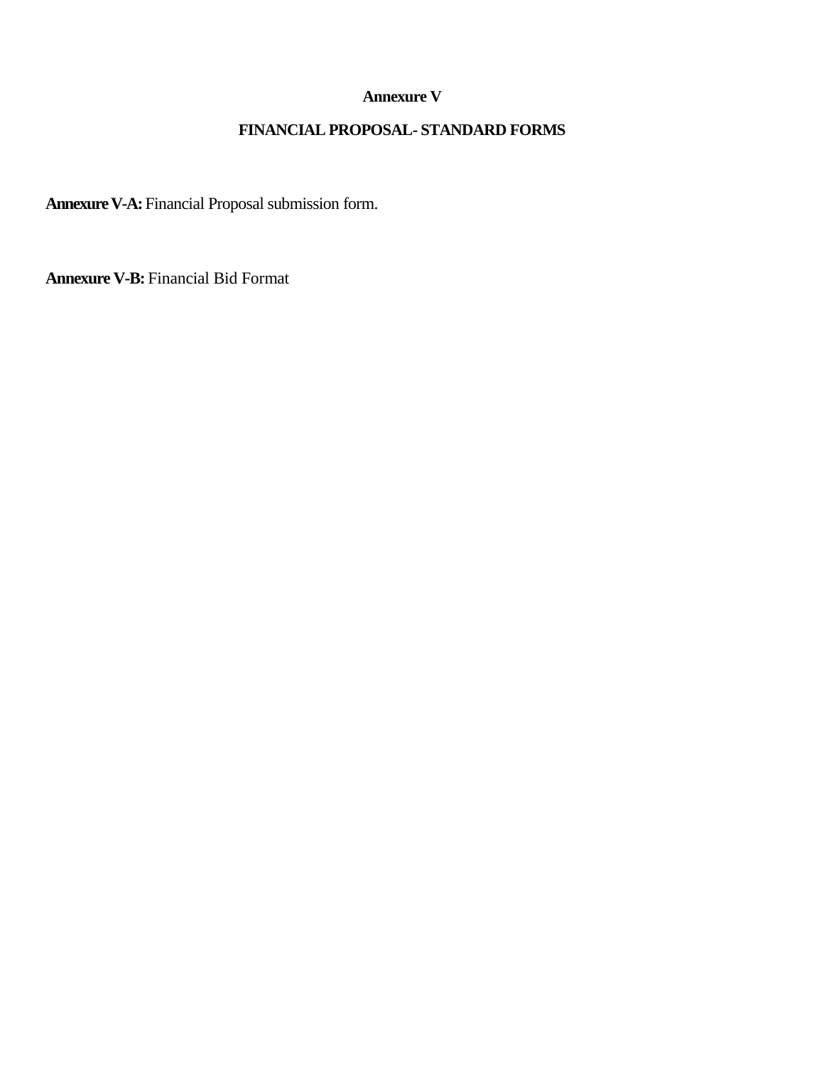# Annexure V

## FINANCIAL PROPOSAL- STANDARD FORMS

**Annexure V-A:** Financial Proposal submission form.

**Annexure V-B:** Financial Bid Format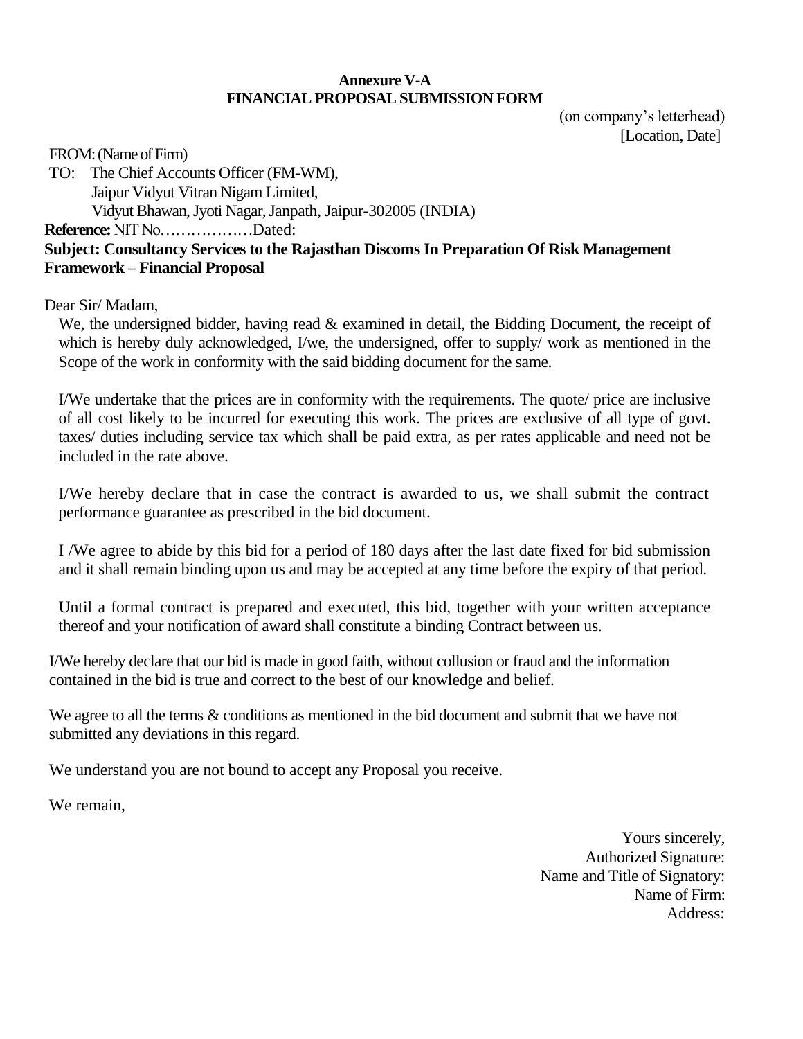**Annexure V-A**
**FINANCIAL PROPOSAL SUBMISSION FORM**

(on company's letterhead)
[Location, Date]

FROM: (Name of Firm)
TO: The Chief Accounts Officer (FM-WM),
Jaipur Vidyut Vitran Nigam Limited,
Vidyut Bhawan, Jyoti Nagar, Janpath, Jaipur-302005 (INDIA)

**Reference:** NIT No………………Dated:

**Subject: Consultancy Services to the Rajasthan Discoms In Preparation Of Risk Management Framework – Financial Proposal**

Dear Sir/ Madam,

We, the undersigned bidder, having read & examined in detail, the Bidding Document, the receipt of which is hereby duly acknowledged, I/we, the undersigned, offer to supply/ work as mentioned in the Scope of the work in conformity with the said bidding document for the same.

I/We undertake that the prices are in conformity with the requirements. The quote/ price are inclusive of all cost likely to be incurred for executing this work. The prices are exclusive of all type of govt. taxes/ duties including service tax which shall be paid extra, as per rates applicable and need not be included in the rate above.

I/We hereby declare that in case the contract is awarded to us, we shall submit the contract performance guarantee as prescribed in the bid document.

I /We agree to abide by this bid for a period of 180 days after the last date fixed for bid submission and it shall remain binding upon us and may be accepted at any time before the expiry of that period.

Until a formal contract is prepared and executed, this bid, together with your written acceptance thereof and your notification of award shall constitute a binding Contract between us.

I/We hereby declare that our bid is made in good faith, without collusion or fraud and the information contained in the bid is true and correct to the best of our knowledge and belief.

We agree to all the terms & conditions as mentioned in the bid document and submit that we have not submitted any deviations in this regard.

We understand you are not bound to accept any Proposal you receive.

We remain,

Yours sincerely,
Authorized Signature:
Name and Title of Signatory:
Name of Firm:
Address: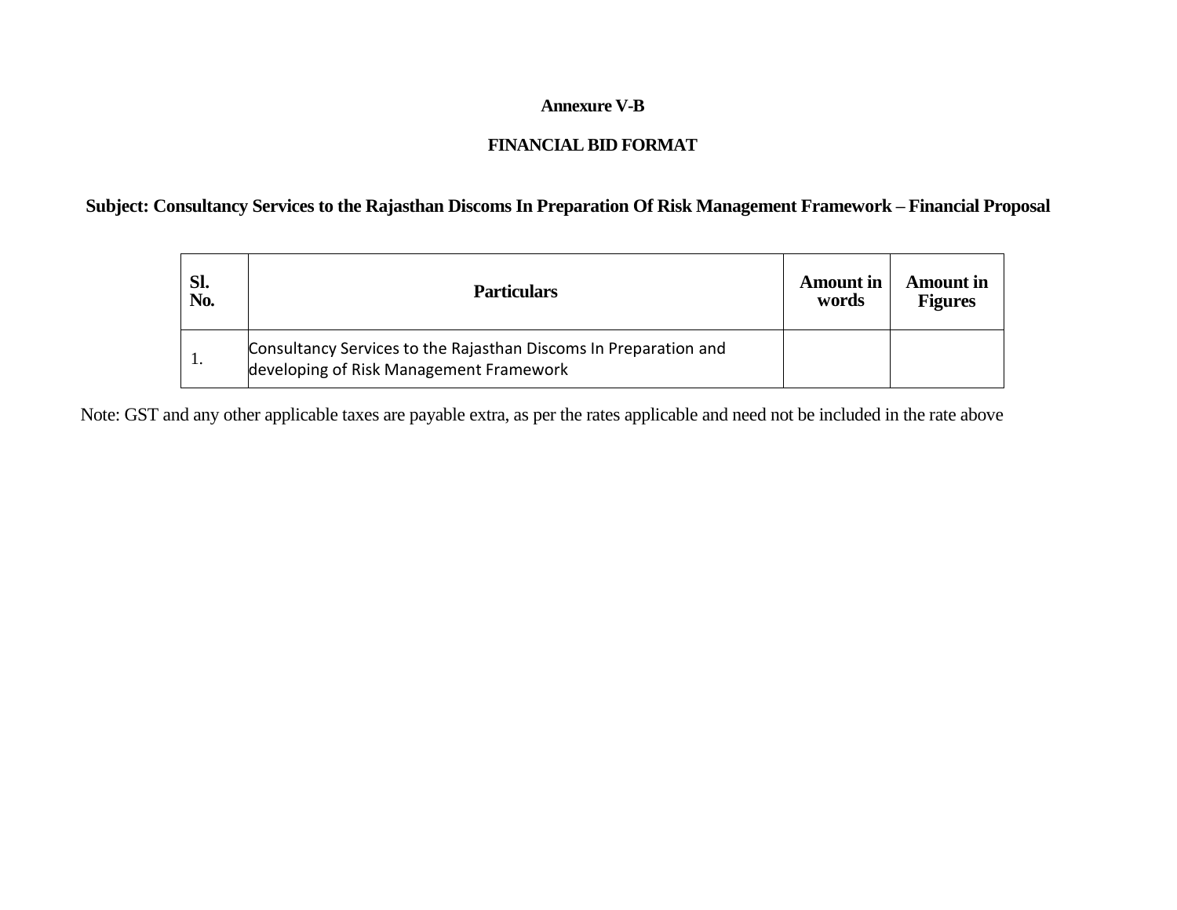**Annexure V-B**

**FINANCIAL BID FORMAT**

**Subject: Consultancy Services to the Rajasthan Discoms In Preparation Of Risk Management Framework – Financial Proposal**

| **Sl. No.** | **Particulars** | **Amount in words** | **Amount in Figures** |
|---|---|---|---|
| 1. | Consultancy Services to the Rajasthan Discoms In Preparation and developing of Risk Management Framework | | |

Note: GST and any other applicable taxes are payable extra, as per the rates applicable and need not be included in the rate above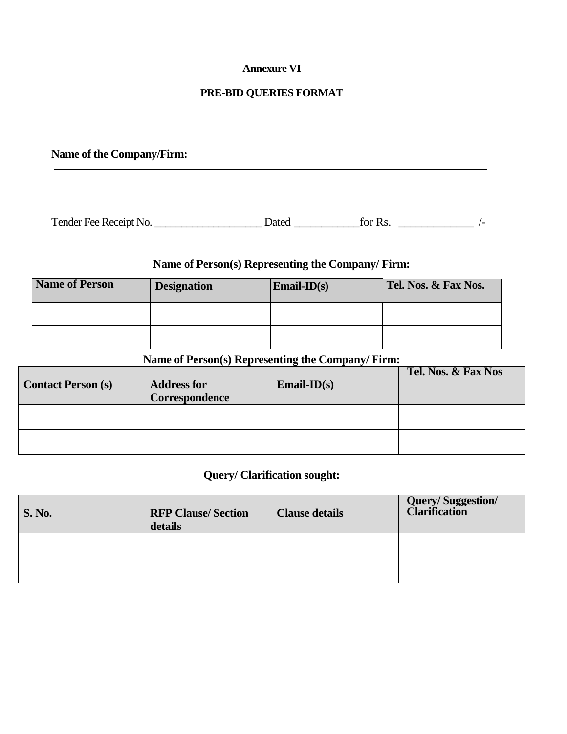# Annexure VI

## PRE-BID QUERIES FORMAT

**Name of the Company/Firm:** ______________________________________________

Tender Fee Receipt No. ____________________ Dated ____________for Rs. ______________ /-

**Name of Person(s) Representing the Company/ Firm:**

| Name of Person | Designation | Email-ID(s) | Tel. Nos. & Fax Nos. |
|---|---|---|---|
| | | | |
| | | | |

**Name of Person(s) Representing the Company/ Firm:**

| Contact Person (s) | Address for Correspondence | Email-ID(s) | Tel. Nos. & Fax Nos |
|---|---|---|---|
| | | | |
| | | | |

**Query/ Clarification sought:**

| S. No. | RFP Clause/ Section details | Clause details | Query/ Suggestion/ Clarification |
|---|---|---|---|
| | | | |
| | | | |